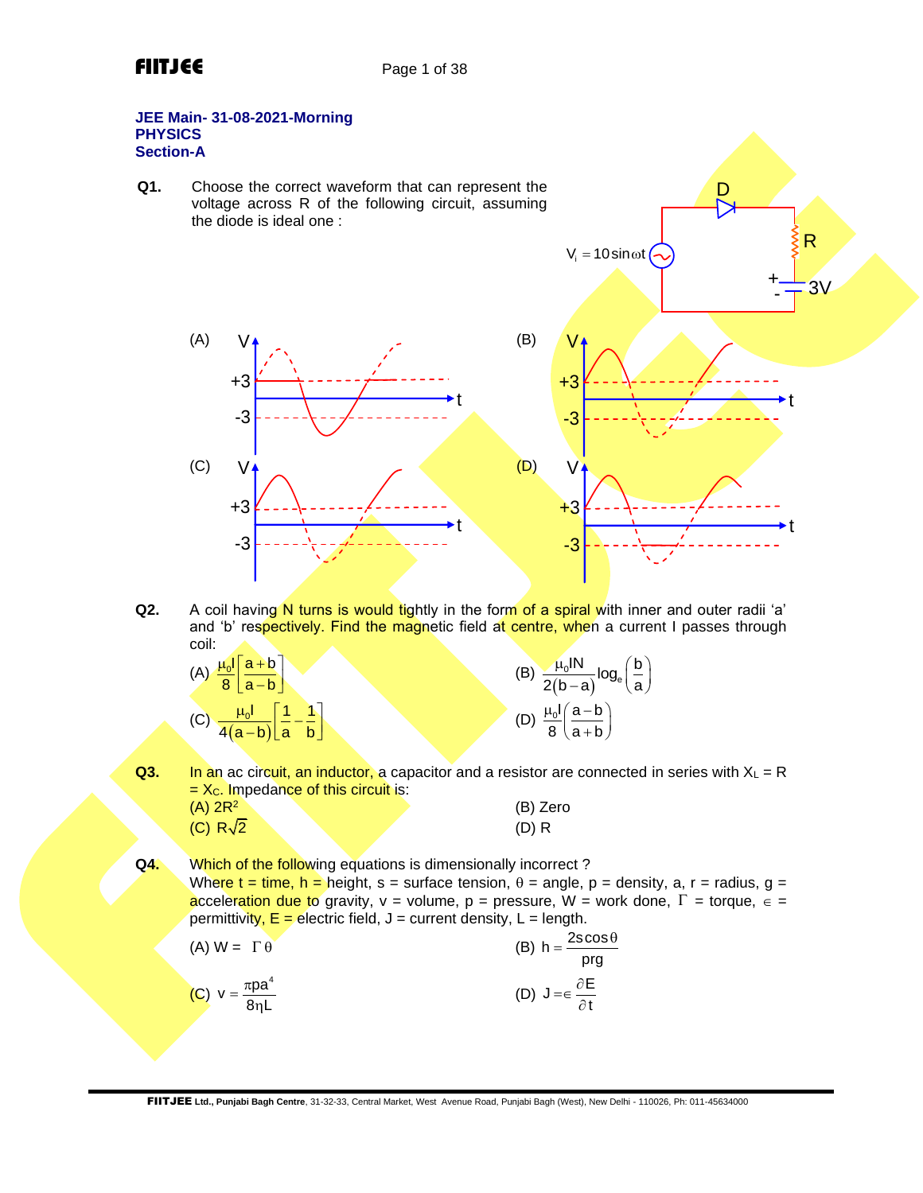**JEE Main- 31-08-2021-Morning**
**PHYSICS**
**Section-A**

**Q1.** Choose the correct waveform that can represent the voltage across R of the following circuit, assuming the diode is ideal one :

$V_i = 10\sin\omega t$, D, R, 3V

(A) (B) (C) (D)

**Q2.** A coil having N turns is would tightly in the form of a spiral with inner and outer radii 'a' and 'b' respectively. Find the magnetic field at centre, when a current I passes through coil:

(A) $\frac{\mu_0 I}{8}\left[\frac{a+b}{a-b}\right]$

(B) $\frac{\mu_0 IN}{2(b-a)}\log_e\left(\frac{b}{a}\right)$

(C) $\frac{\mu_0 I}{4(a-b)}\left[\frac{1}{a}-\frac{1}{b}\right]$

(D) $\frac{\mu_0 I}{8}\left(\frac{a-b}{a+b}\right)$

**Q3.** In an ac circuit, an inductor, a capacitor and a resistor are connected in series with $X_L = R = X_C$. Impedance of this circuit is:

(A) $2R^2$

(B) Zero

(C) $R\sqrt{2}$

(D) R

**Q4.** Which of the following equations is dimensionally incorrect ?
Where t = time, h = height, s = surface tension, $\theta$ = angle, p = density, a, r = radius, g = acceleration due to gravity, v = volume, p = pressure, W = work done, $\Gamma$ = torque, $\in$ = permittivity, E = electric field, J = current density, L = length.

(A) $W = \Gamma\theta$

(B) $h = \frac{2s\cos\theta}{prg}$

(C) $v = \frac{\pi pa^4}{8\eta L}$

(D) $J = \in\frac{\partial E}{\partial t}$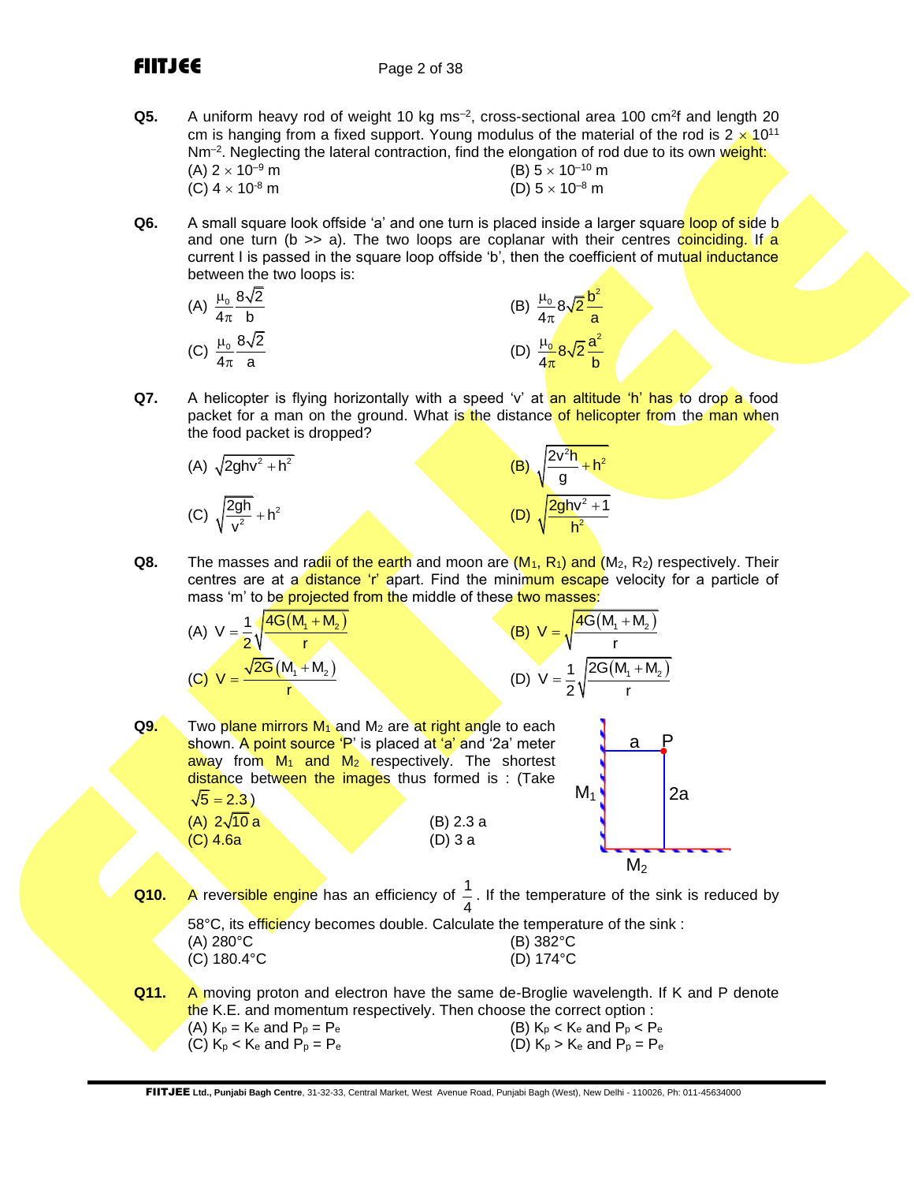**Q5.** A uniform heavy rod of weight 10 kg ms$^{-2}$, cross-sectional area 100 cm$^2$f and length 20 cm is hanging from a fixed support. Young modulus of the material of the rod is $2 \times 10^{11}$ Nm$^{-2}$. Neglecting the lateral contraction, find the elongation of rod due to its own weight:

(A) $2 \times 10^{-9}$ m
(B) $5 \times 10^{-10}$ m
(C) $4 \times 10^{-8}$ m
(D) $5 \times 10^{-8}$ m

**Q6.** A small square look offside 'a' and one turn is placed inside a larger square loop of side b and one turn (b >> a). The two loops are coplanar with their centres coinciding. If a current I is passed in the square loop offside 'b', then the coefficient of mutual inductance between the two loops is:

(A) $\frac{\mu_0}{4\pi}\frac{8\sqrt{2}}{b}$
(B) $\frac{\mu_0}{4\pi}8\sqrt{2}\frac{b^2}{a}$
(C) $\frac{\mu_0}{4\pi}\frac{8\sqrt{2}}{a}$
(D) $\frac{\mu_0}{4\pi}8\sqrt{2}\frac{a^2}{b}$

**Q7.** A helicopter is flying horizontally with a speed 'v' at an altitude 'h' has to drop a food packet for a man on the ground. What is the distance of helicopter from the man when the food packet is dropped?

(A) $\sqrt{2ghv^2 + h^2}$
(B) $\sqrt{\frac{2v^2h}{g} + h^2}$
(C) $\sqrt{\frac{2gh}{v^2} + h^2}$
(D) $\sqrt{\frac{2ghv^2 + 1}{h^2}}$

**Q8.** The masses and radii of the earth and moon are ($M_1$, $R_1$) and ($M_2$, $R_2$) respectively. Their centres are at a distance 'r' apart. Find the minimum escape velocity for a particle of mass 'm' to be projected from the middle of these two masses:

(A) $V = \frac{1}{2}\sqrt{\frac{4G(M_1 + M_2)}{r}}$
(B) $V = \sqrt{\frac{4G(M_1 + M_2)}{r}}$
(C) $V = \frac{\sqrt{2G}(M_1 + M_2)}{r}$
(D) $V = \frac{1}{2}\sqrt{\frac{2G(M_1 + M_2)}{r}}$

**Q9.** Two plane mirrors $M_1$ and $M_2$ are at right angle to each shown. A point source 'P' is placed at 'a' and '2a' meter away from $M_1$ and $M_2$ respectively. The shortest distance between the images thus formed is : (Take $\sqrt{5} = 2.3$)

(A) $2\sqrt{10}$ a
(B) 2.3 a
(C) 4.6a
(D) 3 a

**Q10.** A reversible engine has an efficiency of $\frac{1}{4}$. If the temperature of the sink is reduced by 58°C, its efficiency becomes double. Calculate the temperature of the sink :

(A) 280°C
(B) 382°C
(C) 180.4°C
(D) 174°C

**Q11.** A moving proton and electron have the same de-Broglie wavelength. If K and P denote the K.E. and momentum respectively. Then choose the correct option :

(A) $K_p = K_e$ and $P_p = P_e$
(B) $K_p < K_e$ and $P_p < P_e$
(C) $K_p < K_e$ and $P_p = P_e$
(D) $K_p > K_e$ and $P_p = P_e$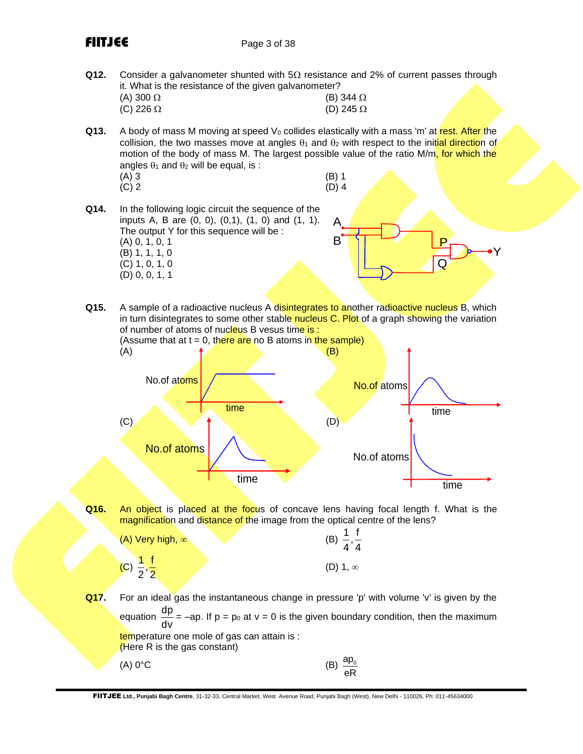**Q12.** Consider a galvanometer shunted with 5Ω resistance and 2% of current passes through it. What is the resistance of the given galvanometer?

(A) 300 Ω  
(B) 344 Ω  
(C) 226 Ω  
(D) 245 Ω

**Q13.** A body of mass M moving at speed $V_0$ collides elastically with a mass 'm' at rest. After the collision, the two masses move at angles $\theta_1$ and $\theta_2$ with respect to the initial direction of motion of the body of mass M. The largest possible value of the ratio M/m, for which the angles $\theta_1$ and $\theta_2$ will be equal, is :

(A) 3  
(B) 1  
(C) 2  
(D) 4

**Q14.** In the following logic circuit the sequence of the inputs A, B are (0, 0), (0,1), (1, 0) and (1, 1). The output Y for this sequence will be :

(A) 0, 1, 0, 1  
(B) 1, 1, 1, 0  
(C) 1, 0, 1, 0  
(D) 0, 0, 1, 1

**Q15.** A sample of a radioactive nucleus A disintegrates to another radioactive nucleus B, which in turn disintegrates to some other stable nucleus C. Plot of a graph showing the variation of number of atoms of nucleus B vesus time is :  
(Assume that at t = 0, there are no B atoms in the sample)

(A) No.of atoms vs time  
(B) No.of atoms vs time  
(C) No.of atoms vs time  
(D) No.of atoms vs time

**Q16.** An object is placed at the focus of concave lens having focal length f. What is the magnification and distance of the image from the optical centre of the lens?

(A) Very high, ∞  
(B) $\frac{1}{4}, \frac{f}{4}$  
(C) $\frac{1}{2}, \frac{f}{2}$  
(D) 1, ∞

**Q17.** For an ideal gas the instantaneous change in pressure 'p' with volume 'v' is given by the equation $\frac{dp}{dv} = -ap$. If $p = p_0$ at $v = 0$ is the given boundary condition, then the maximum temperature one mole of gas can attain is :  
(Here R is the gas constant)

(A) 0°C  
(B) $\frac{ap_0}{eR}$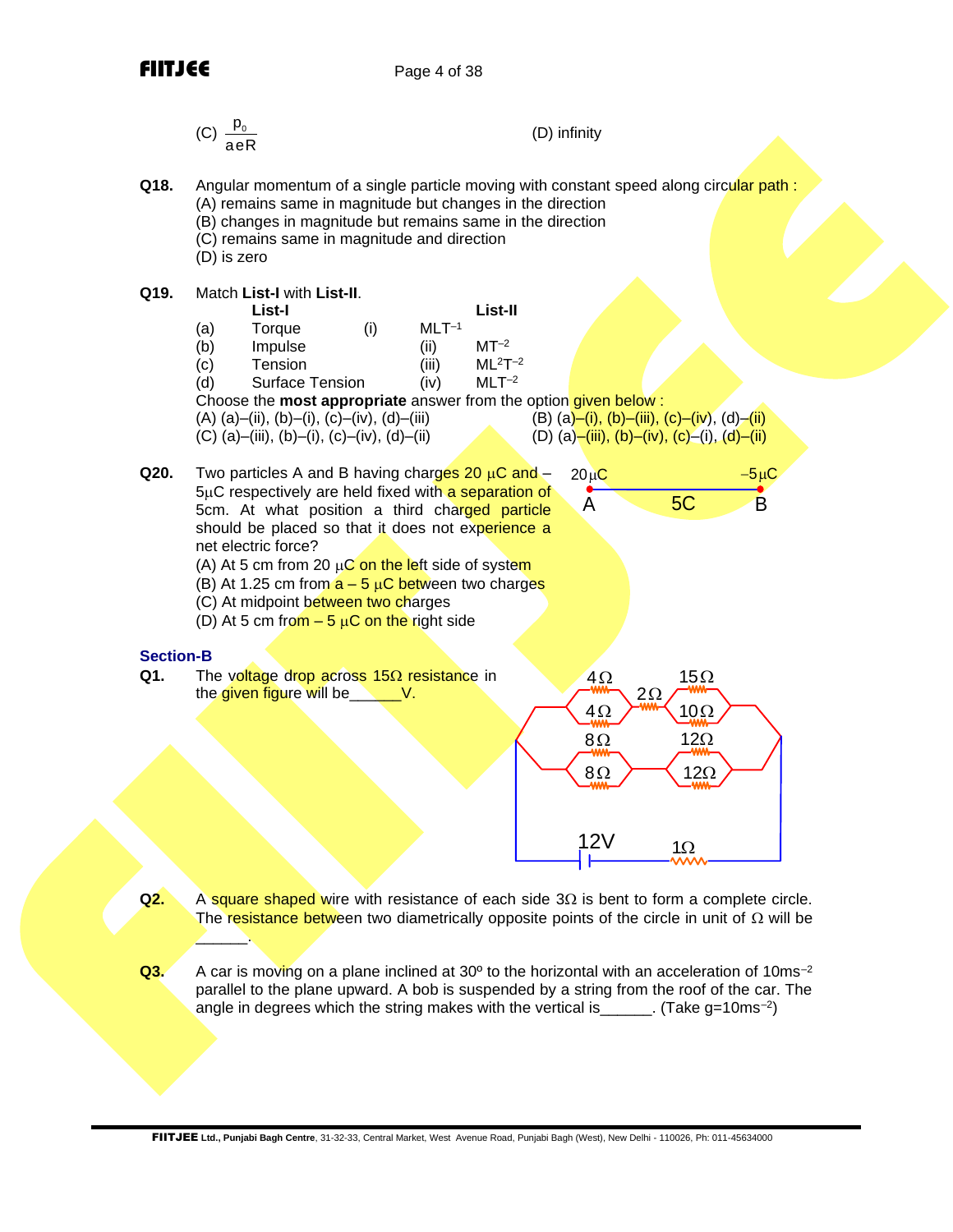(C) $\frac{p_0}{aeR}$ (D) infinity

**Q18.** Angular momentum of a single particle moving with constant speed along circular path :
(A) remains same in magnitude but changes in the direction
(B) changes in magnitude but remains same in the direction
(C) remains same in magnitude and direction
(D) is zero

**Q19.** Match **List-I** with **List-II**.

| | **List-I** | | **List-II** |
|---|---|---|---|
| (a) | Torque | (i) | $MLT^{-1}$ |
| (b) | Impulse | (ii) | $MT^{-2}$ |
| (c) | Tension | (iii) | $ML^2T^{-2}$ |
| (d) | Surface Tension | (iv) | $MLT^{-2}$ |

Choose the **most appropriate** answer from the option given below :
(A) (a)–(ii), (b)–(i), (c)–(iv), (d)–(iii)
(B) (a)–(i), (b)–(iii), (c)–(iv), (d)–(ii)
(C) (a)–(iii), (b)–(i), (c)–(iv), (d)–(ii)
(D) (a)–(iii), (b)–(iv), (c)–(i), (d)–(ii)

**Q20.** Two particles A and B having charges 20 μC and –5μC respectively are held fixed with a separation of 5cm. At what position a third charged particle should be placed so that it does not experience a net electric force?

20μC –5μC
A 5C B

(A) At 5 cm from 20 μC on the left side of system
(B) At 1.25 cm from a – 5 μC between two charges
(C) At midpoint between two charges
(D) At 5 cm from – 5 μC on the right side

## Section-B

**Q1.** The voltage drop across 15Ω resistance in the given figure will be______V.

4Ω 15Ω
2Ω
4Ω 10Ω
8Ω 12Ω
8Ω 12Ω
12V 1Ω

**Q2.** A square shaped wire with resistance of each side 3Ω is bent to form a complete circle. The resistance between two diametrically opposite points of the circle in unit of Ω will be ______.

**Q3.** A car is moving on a plane inclined at 30º to the horizontal with an acceleration of $10ms^{-2}$ parallel to the plane upward. A bob is suspended by a string from the roof of the car. The angle in degrees which the string makes with the vertical is______. (Take $g=10ms^{-2}$)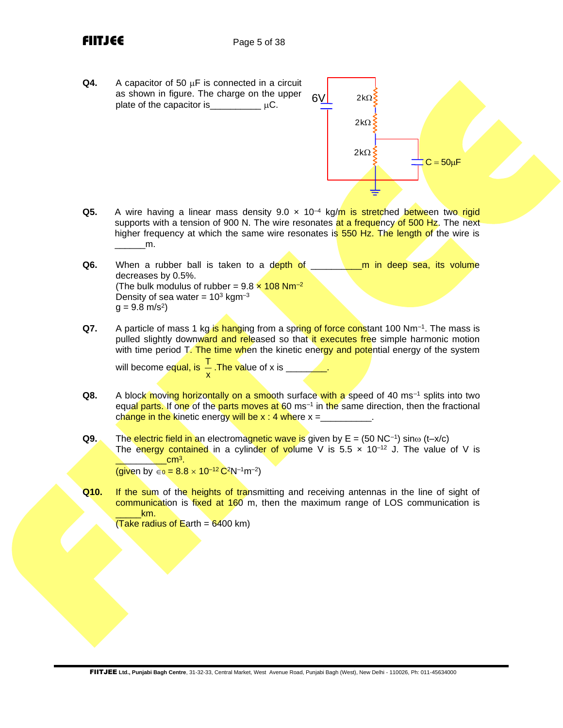**Q4.** A capacitor of 50 μF is connected in a circuit as shown in figure. The charge on the upper plate of the capacitor is__________ μC.

6V  2kΩ  2kΩ  2kΩ  C = 50μF

**Q5.** A wire having a linear mass density $9.0 \times 10^{-4}$ kg/m is stretched between two rigid supports with a tension of 900 N. The wire resonates at a frequency of 500 Hz. The next higher frequency at which the same wire resonates is 550 Hz. The length of the wire is ______m.

**Q6.** When a rubber ball is taken to a depth of __________m in deep sea, its volume decreases by 0.5%.
(The bulk modulus of rubber = $9.8 \times 108$ $Nm^{-2}$
Density of sea water = $10^3$ $kgm^{-3}$
g = 9.8 $m/s^2$)

**Q7.** A particle of mass 1 kg is hanging from a spring of force constant 100 $Nm^{-1}$. The mass is pulled slightly downward and released so that it executes free simple harmonic motion with time period T. The time when the kinetic energy and potential energy of the system will become equal, is $\frac{T}{x}$. The value of x is ________.

**Q8.** A block moving horizontally on a smooth surface with a speed of 40 $ms^{-1}$ splits into two equal parts. If one of the parts moves at 60 $ms^{-1}$ in the same direction, then the fractional change in the kinetic energy will be x : 4 where x =__________.

**Q9.** The electric field in an electromagnetic wave is given by E = (50 $NC^{-1}$) sinω (t–x/c)
The energy contained in a cylinder of volume V is $5.5 \times 10^{-12}$ J. The value of V is __________$cm^3$.
(given by $\epsilon_0 = 8.8 \times 10^{-12}$ $C^2N^{-1}m^{-2}$)

**Q10.** If the sum of the heights of transmitting and receiving antennas in the line of sight of communication is fixed at 160 m, then the maximum range of LOS communication is _____km.
(Take radius of Earth = 6400 km)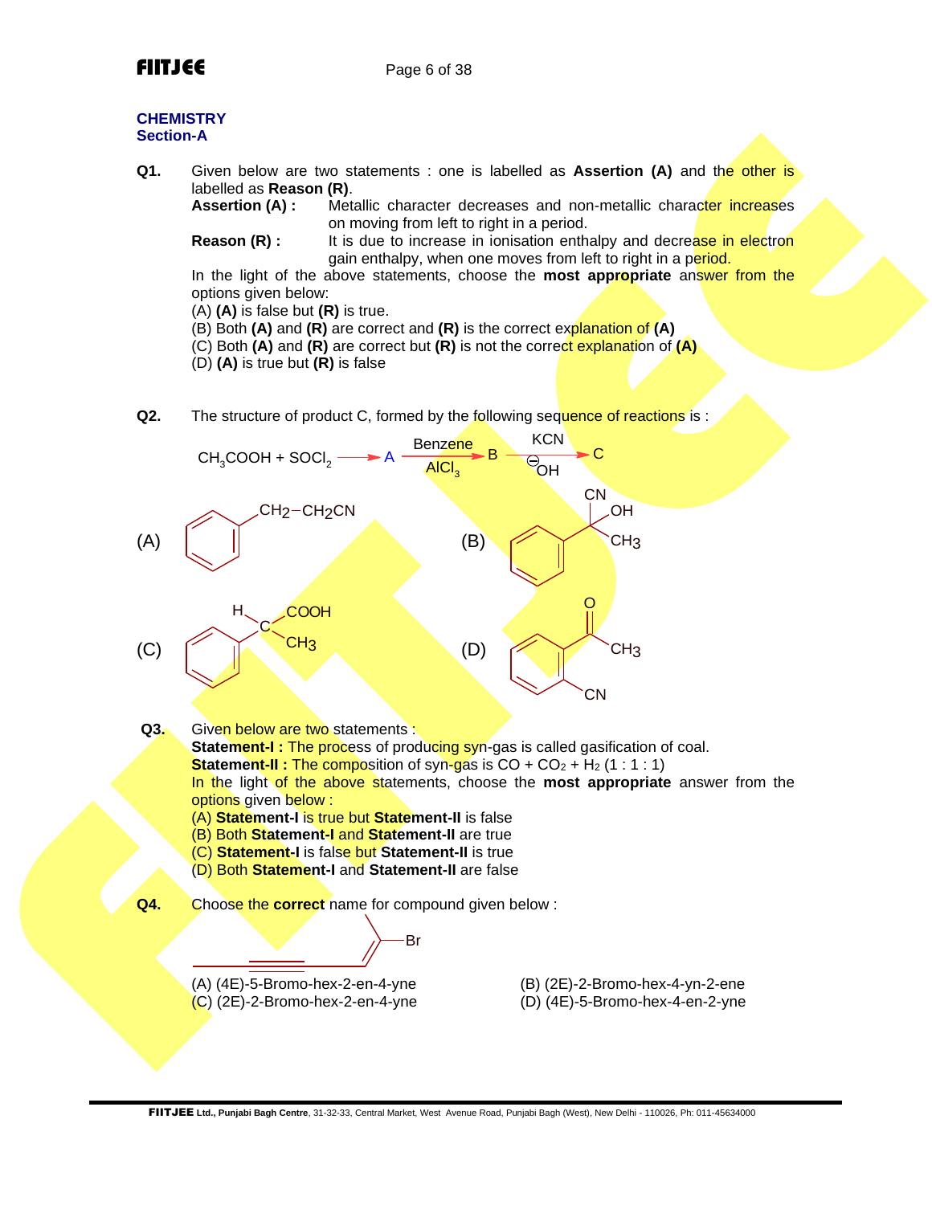## CHEMISTRY
### Section-A

**Q1.** Given below are two statements : one is labelled as **Assertion (A)** and the other is labelled as **Reason (R)**.

**Assertion (A) :** Metallic character decreases and non-metallic character increases on moving from left to right in a period.

**Reason (R) :** It is due to increase in ionisation enthalpy and decrease in electron gain enthalpy, when one moves from left to right in a period.

In the light of the above statements, choose the **most appropriate** answer from the options given below:

(A) **(A)** is false but **(R)** is true.
(B) Both **(A)** and **(R)** are correct and **(R)** is the correct explanation of **(A)**
(C) Both **(A)** and **(R)** are correct but **(R)** is not the correct explanation of **(A)**
(D) **(A)** is true but **(R)** is false

**Q2.** The structure of product C, formed by the following sequence of reactions is :

$$CH_3COOH + SOCl_2 \longrightarrow A \xrightarrow[AlCl_3]{Benzene} B \xrightarrow[\ominus OH]{KCN} C$$

(A) $C_6H_5-CH_2-CH_2CN$

(B) $C_6H_5-C(CN)(OH)CH_3$

(C) $C_6H_5-CH(COOH)CH_3$

(D) Benzene ring bearing $-C(=O)CH_3$ and an ortho $-CN$ group

**Q3.** Given below are two statements :

**Statement-I :** The process of producing syn-gas is called gasification of coal.

**Statement-II :** The composition of syn-gas is $CO + CO_2 + H_2$ (1 : 1 : 1)

In the light of the above statements, choose the **most appropriate** answer from the options given below :

(A) **Statement-I** is true but **Statement-II** is false
(B) Both **Statement-I** and **Statement-II** are true
(C) **Statement-I** is false but **Statement-II** is true
(D) Both **Statement-I** and **Statement-II** are false

**Q4.** Choose the **correct** name for compound given below :

$CH_3-C\equiv C-CH=C(Br)-CH_3$

(A) (4E)-5-Bromo-hex-2-en-4-yne
(B) (2E)-2-Bromo-hex-4-yn-2-ene
(C) (2E)-2-Bromo-hex-2-en-4-yne
(D) (4E)-5-Bromo-hex-4-en-2-yne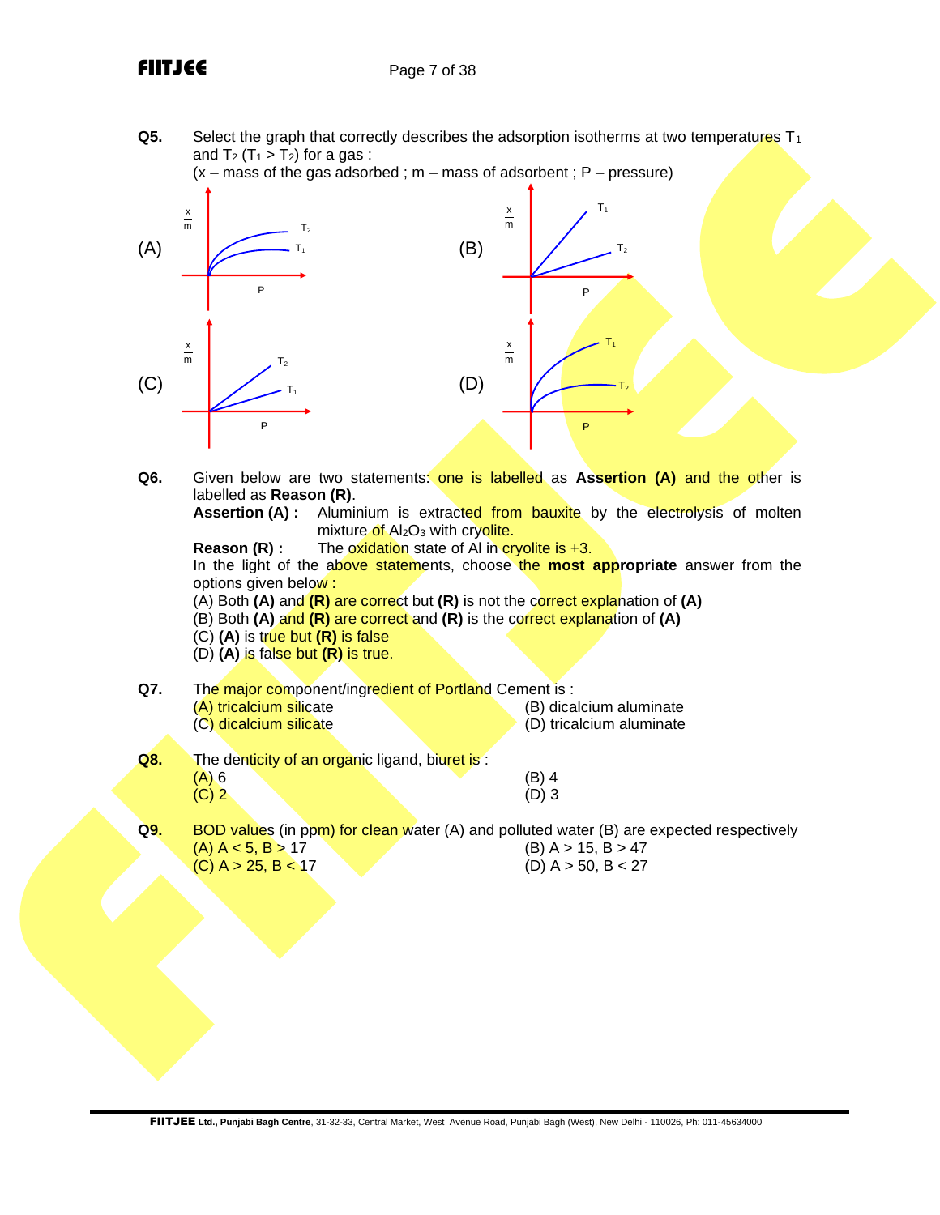**Q5.** Select the graph that correctly describes the adsorption isotherms at two temperatures $T_1$ and $T_2$ ($T_1 > T_2$) for a gas :
(x – mass of the gas adsorbed ; m – mass of adsorbent ; P – pressure)

(A) (B) (C) (D)

**Q6.** Given below are two statements: one is labelled as **Assertion (A)** and the other is labelled as **Reason (R)**.

**Assertion (A) :** Aluminium is extracted from bauxite by the electrolysis of molten mixture of $Al_2O_3$ with cryolite.

**Reason (R) :** The oxidation state of Al in cryolite is +3.

In the light of the above statements, choose the **most appropriate** answer from the options given below :

(A) Both **(A)** and **(R)** are correct but **(R)** is not the correct explanation of **(A)**
(B) Both **(A)** and **(R)** are correct and **(R)** is the correct explanation of **(A)**
(C) **(A)** is true but **(R)** is false
(D) **(A)** is false but **(R)** is true.

**Q7.** The major component/ingredient of Portland Cement is :

(A) tricalcium silicate
(B) dicalcium aluminate
(C) dicalcium silicate
(D) tricalcium aluminate

**Q8.** The denticity of an organic ligand, biuret is :

(A) 6
(B) 4
(C) 2
(D) 3

**Q9.** BOD values (in ppm) for clean water (A) and polluted water (B) are expected respectively

(A) A < 5, B > 17
(B) A > 15, B > 47
(C) A > 25, B < 17
(D) A > 50, B < 27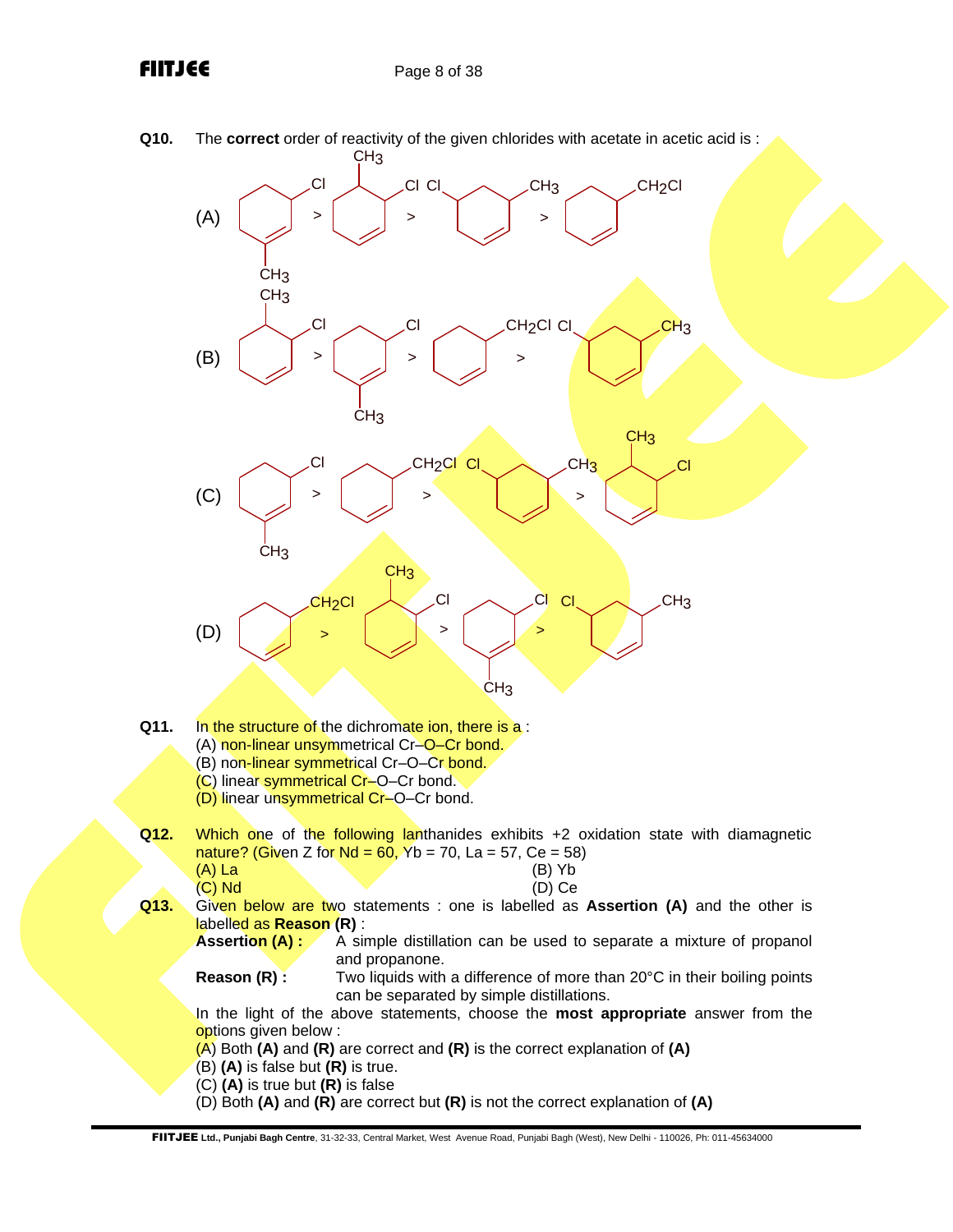**Q10.** The **correct** order of reactivity of the given chlorides with acetate in acetic acid is :

(A) [3-chloro-1-methylcyclohexene] > [3-chloro-4-methylcyclohexene] > [Cl and $CH_3$ substituted cyclohexene] > [$CH_2Cl$ substituted cyclohexene]

(B) [3-chloro-4-methylcyclohexene] > [3-chloro-1-methylcyclohexene] > [$CH_2Cl$ substituted cyclohexene] > [Cl and $CH_3$ substituted cyclohexene]

(C) [3-chloro-1-methylcyclohexene] > [$CH_2Cl$ substituted cyclohexene] > [Cl and $CH_3$ substituted cyclohexene] > [3-chloro-4-methylcyclohexene]

(D) [$CH_2Cl$ substituted cyclohexene] > [3-chloro-4-methylcyclohexene] > [3-chloro-1-methylcyclohexene] > [Cl and $CH_3$ substituted cyclohexene]

**Q11.** In the structure of the dichromate ion, there is a :

(A) non-linear unsymmetrical Cr–O–Cr bond.
(B) non-linear symmetrical Cr–O–Cr bond.
(C) linear symmetrical Cr–O–Cr bond.
(D) linear unsymmetrical Cr–O–Cr bond.

**Q12.** Which one of the following lanthanides exhibits +2 oxidation state with diamagnetic nature? (Given Z for Nd = 60, Yb = 70, La = 57, Ce = 58)

(A) La
(B) Yb
(C) Nd
(D) Ce

**Q13.** Given below are two statements : one is labelled as **Assertion (A)** and the other is labelled as **Reason (R)** :

**Assertion (A) :** A simple distillation can be used to separate a mixture of propanol and propanone.

**Reason (R) :** Two liquids with a difference of more than 20°C in their boiling points can be separated by simple distillations.

In the light of the above statements, choose the **most appropriate** answer from the options given below :

(A) Both **(A)** and **(R)** are correct and **(R)** is the correct explanation of **(A)**
(B) **(A)** is false but **(R)** is true.
(C) **(A)** is true but **(R)** is false
(D) Both **(A)** and **(R)** are correct but **(R)** is not the correct explanation of **(A)**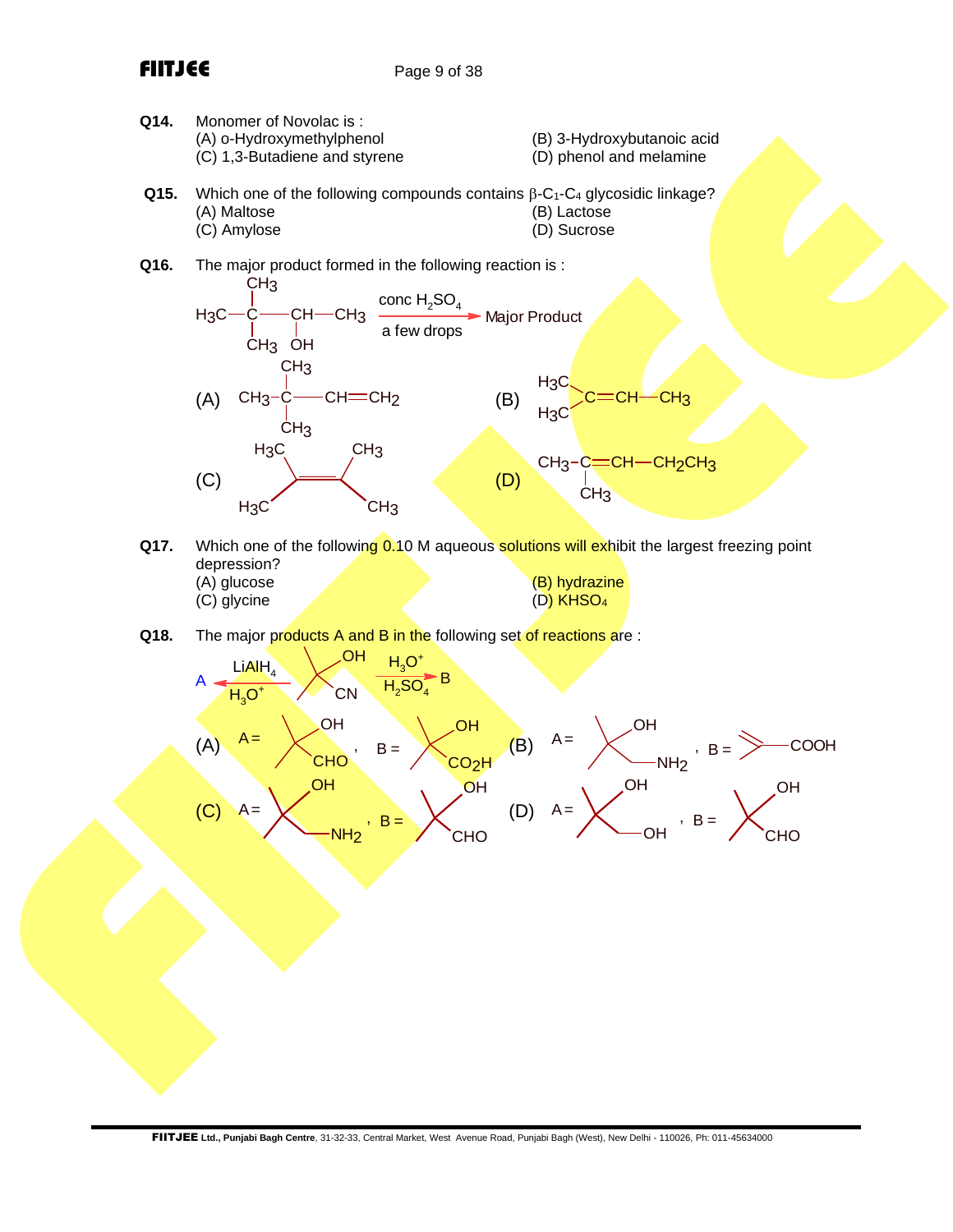**Q14.** Monomer of Novolac is :

(A) o-Hydroxymethylphenol
(B) 3-Hydroxybutanoic acid
(C) 1,3-Butadiene and styrene
(D) phenol and melamine

**Q15.** Which one of the following compounds contains β-$C_1$-$C_4$ glycosidic linkage?

(A) Maltose
(B) Lactose
(C) Amylose
(D) Sucrose

**Q16.** The major product formed in the following reaction is :

$$H_3C-C(CH_3)_2-CH(OH)-CH_3 \xrightarrow[\text{a few drops}]{\text{conc } H_2SO_4} \text{Major Product}$$

(A) $CH_3-C(CH_3)_2-CH=CH_2$

(B) $(H_3C)_2C=CH-CH_3$

(C) $(H_3C)_2C=C(CH_3)_2$

(D) $CH_3-C(CH_3)=CH-CH_2CH_3$

**Q17.** Which one of the following 0.10 M aqueous solutions will exhibit the largest freezing point depression?

(A) glucose
(B) hydrazine
(C) glycine
(D) $KHSO_4$

**Q18.** The major products A and B in the following set of reactions are :

$$A \xleftarrow[H_3O^+]{LiAlH_4} (CH_3)_2C(OH)CN \xrightarrow[H_2SO_4]{H_3O^+} B$$

(A) A = $(CH_3)_2C(OH)CHO$ , B = $(CH_3)_2C(OH)CO_2H$

(B) A = $(CH_3)_2C(OH)CH_2NH_2$ , B = $CH_2=C(CH_3)COOH$

(C) A = $(CH_3)_2C(OH)CH_2NH_2$ , B = $(CH_3)_2C(OH)CHO$

(D) A = $(CH_3)_2C(OH)CH_2OH$ , B = $(CH_3)_2C(OH)CHO$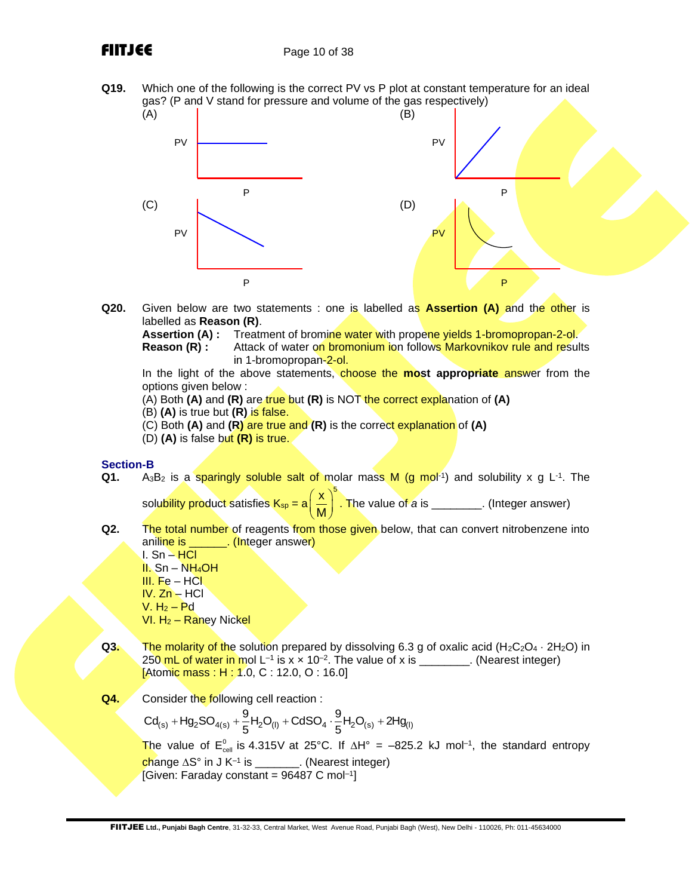**Q19.** Which one of the following is the correct PV vs P plot at constant temperature for an ideal gas? (P and V stand for pressure and volume of the gas respectively)

(A) PV vs P

(B) PV vs P

(C) PV vs P

(D) PV vs P

**Q20.** Given below are two statements : one is labelled as **Assertion (A)** and the other is labelled as **Reason (R)**.

**Assertion (A) :** Treatment of bromine water with propene yields 1-bromopropan-2-ol.

**Reason (R) :** Attack of water on bromonium ion follows Markovnikov rule and results in 1-bromopropan-2-ol.

In the light of the above statements, choose the **most appropriate** answer from the options given below :

(A) Both **(A)** and **(R)** are true but **(R)** is NOT the correct explanation of **(A)**
(B) **(A)** is true but **(R)** is false.
(C) Both **(A)** and **(R)** are true and **(R)** is the correct explanation of **(A)**
(D) **(A)** is false but **(R)** is true.

## Section-B

**Q1.** $A_3B_2$ is a sparingly soluble salt of molar mass M (g mol$^{-1}$) and solubility x g L$^{-1}$. The solubility product satisfies $K_{sp} = a\left(\frac{x}{M}\right)^5$. The value of *a* is ________. (Integer answer)

**Q2.** The total number of reagents from those given below, that can convert nitrobenzene into aniline is ______. (Integer answer)
I. Sn – HCl
II. Sn – $NH_4OH$
III. Fe – HCl
IV. Zn – HCl
V. $H_2$ – Pd
VI. $H_2$ – Raney Nickel

**Q3.** The molarity of the solution prepared by dissolving 6.3 g of oxalic acid ($H_2C_2O_4 \cdot 2H_2O$) in 250 mL of water in mol L$^{-1}$ is x × $10^{-2}$. The value of x is ________. (Nearest integer)
[Atomic mass : H : 1.0, C : 12.0, O : 16.0]

**Q4.** Consider the following cell reaction :

$$Cd_{(s)} + Hg_2SO_{4(s)} + \frac{9}{5}H_2O_{(l)} + CdSO_4 \cdot \frac{9}{5}H_2O_{(s)} + 2Hg_{(l)}$$

The value of $E^0_{cell}$ is 4.315V at 25°C. If $\Delta H°$ = –825.2 kJ mol$^{-1}$, the standard entropy change $\Delta S°$ in J K$^{-1}$ is _______. (Nearest integer)
[Given: Faraday constant = 96487 C mol$^{-1}$]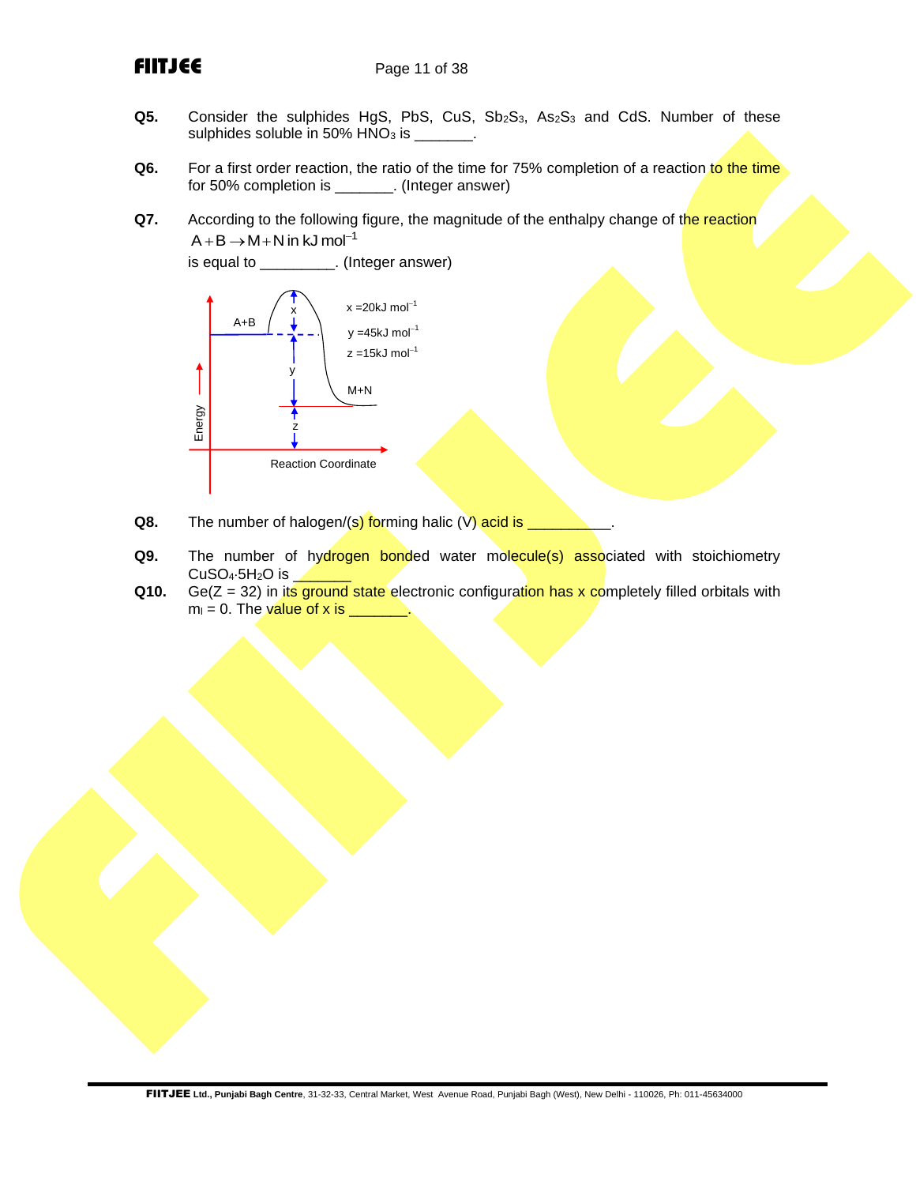**Q5.** Consider the sulphides HgS, PbS, CuS, $Sb_2S_3$, $As_2S_3$ and CdS. Number of these sulphides soluble in 50% $HNO_3$ is _______.

**Q6.** For a first order reaction, the ratio of the time for 75% completion of a reaction to the time for 50% completion is _______. (Integer answer)

**Q7.** According to the following figure, the magnitude of the enthalpy change of the reaction $A + B \rightarrow M + N$ in $kJ\ mol^{-1}$ is equal to _________. (Integer answer)

x = 20 kJ $mol^{-1}$
y = 45 kJ $mol^{-1}$
z = 15 kJ $mol^{-1}$

**Q8.** The number of halogen/(s) forming halic (V) acid is __________.

**Q9.** The number of hydrogen bonded water molecule(s) associated with stoichiometry $CuSO_4 \cdot 5H_2O$ is _______

**Q10.** Ge(Z = 32) in its ground state electronic configuration has x completely filled orbitals with $m_l = 0$. The value of x is _______.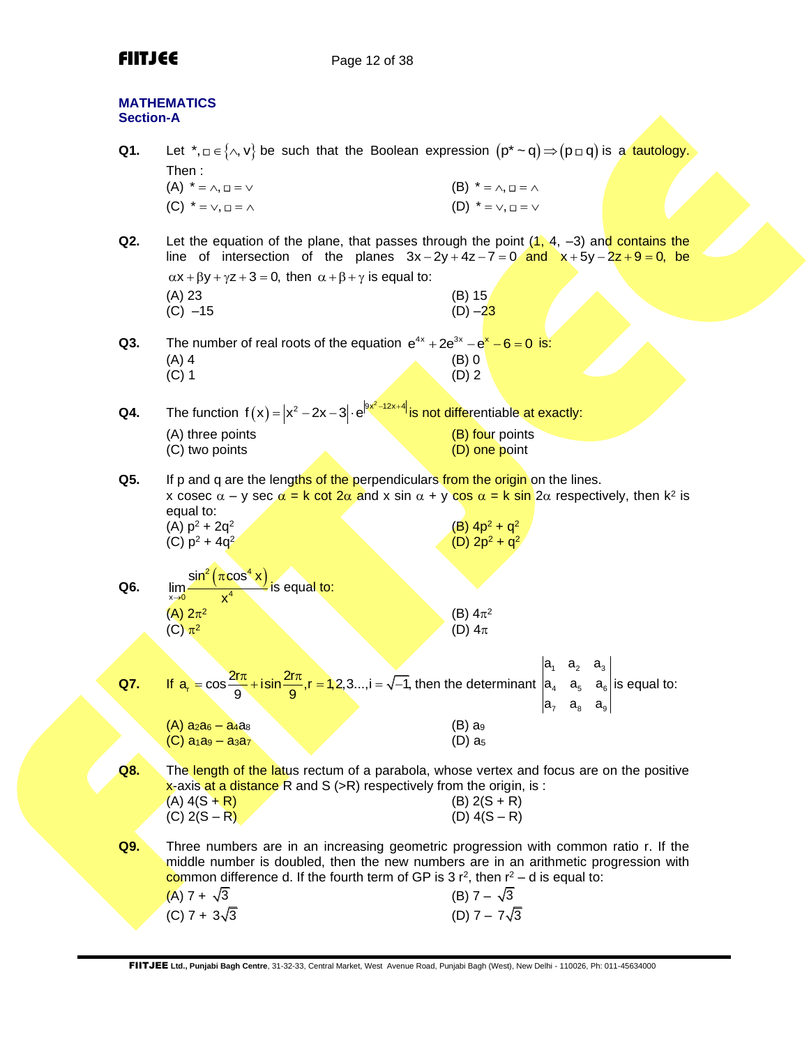## MATHEMATICS
### Section-A

**Q1.** Let $*, \square \in \{\wedge, \vee\}$ be such that the Boolean expression $(p * \sim q) \Rightarrow (p \square q)$ is a tautology. Then :

(A) $* = \wedge, \square = \vee$
(B) $* = \wedge, \square = \wedge$
(C) $* = \vee, \square = \wedge$
(D) $* = \vee, \square = \vee$

**Q2.** Let the equation of the plane, that passes through the point (1, 4, –3) and contains the line of intersection of the planes $3x - 2y + 4z - 7 = 0$ and $x + 5y - 2z + 9 = 0$, be $\alpha x + \beta y + \gamma z + 3 = 0$, then $\alpha + \beta + \gamma$ is equal to:

(A) 23
(B) 15
(C) –15
(D) –23

**Q3.** The number of real roots of the equation $e^{4x} + 2e^{3x} - e^{x} - 6 = 0$ is:

(A) 4
(B) 0
(C) 1
(D) 2

**Q4.** The function $f(x) = |x^2 - 2x - 3| \cdot e^{|9x^2 - 12x + 4|}$ is not differentiable at exactly:

(A) three points
(B) four points
(C) two points
(D) one point

**Q5.** If p and q are the lengths of the perpendiculars from the origin on the lines.
x cosec $\alpha$ – y sec $\alpha$ = k cot $2\alpha$ and x sin $\alpha$ + y cos $\alpha$ = k sin $2\alpha$ respectively, then $k^2$ is equal to:

(A) $p^2 + 2q^2$
(B) $4p^2 + q^2$
(C) $p^2 + 4q^2$
(D) $2p^2 + q^2$

**Q6.** $\lim\limits_{x \to 0} \dfrac{\sin^2(\pi \cos^4 x)}{x^4}$ is equal to:

(A) $2\pi^2$
(B) $4\pi^2$
(C) $\pi^2$
(D) $4\pi$

**Q7.** If $a_r = \cos\dfrac{2r\pi}{9} + i\sin\dfrac{2r\pi}{9}, r = 1, 2, 3 ..., i = \sqrt{-1}$, then the determinant $\begin{vmatrix} a_1 & a_2 & a_3 \\ a_4 & a_5 & a_6 \\ a_7 & a_8 & a_9 \end{vmatrix}$ is equal to:

(A) $a_2a_6 - a_4a_8$
(B) $a_9$
(C) $a_1a_9 - a_3a_7$
(D) $a_5$

**Q8.** The length of the latus rectum of a parabola, whose vertex and focus are on the positive x-axis at a distance R and S (>R) respectively from the origin, is :

(A) 4(S + R)
(B) 2(S + R)
(C) 2(S – R)
(D) 4(S – R)

**Q9.** Three numbers are in an increasing geometric progression with common ratio r. If the middle number is doubled, then the new numbers are in an arithmetic progression with common difference d. If the fourth term of GP is $3r^2$, then $r^2 - d$ is equal to:

(A) $7 + \sqrt{3}$
(B) $7 - \sqrt{3}$
(C) $7 + 3\sqrt{3}$
(D) $7 - 7\sqrt{3}$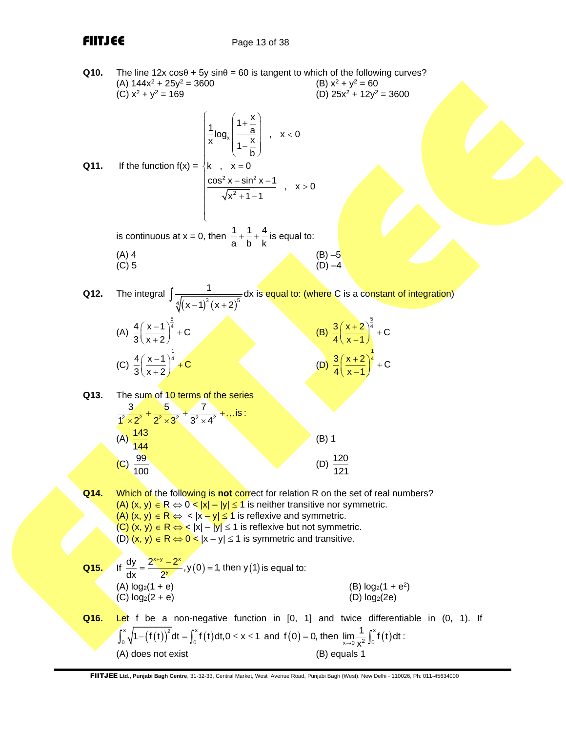**Q10.** The line $12x\cos\theta + 5y\sin\theta = 60$ is tangent to which of the following curves?

(A) $144x^2 + 25y^2 = 3600$
(B) $x^2 + y^2 = 60$
(C) $x^2 + y^2 = 169$
(D) $25x^2 + 12y^2 = 3600$

**Q11.** If the function 
$$f(x) = \begin{cases} \dfrac{1}{x}\log_x\left(\dfrac{1+\frac{x}{a}}{1-\frac{x}{b}}\right), & x < 0 \\ k, & x = 0 \\ \dfrac{\cos^2 x - \sin^2 x - 1}{\sqrt{x^2+1}-1}, & x > 0 \end{cases}$$
is continuous at $x = 0$, then $\dfrac{1}{a}+\dfrac{1}{b}+\dfrac{4}{k}$ is equal to:

(A) 4
(B) –5
(C) 5
(D) –4

**Q12.** The integral $\displaystyle\int \frac{1}{\sqrt[4]{(x-1)^3(x+2)^5}}dx$ is equal to: (where C is a constant of integration)

(A) $\dfrac{4}{3}\left(\dfrac{x-1}{x+2}\right)^{\frac{5}{4}}+C$
(B) $\dfrac{3}{4}\left(\dfrac{x+2}{x-1}\right)^{\frac{5}{4}}+C$
(C) $\dfrac{4}{3}\left(\dfrac{x-1}{x+2}\right)^{\frac{1}{4}}+C$
(D) $\dfrac{3}{4}\left(\dfrac{x+2}{x-1}\right)^{\frac{1}{4}}+C$

**Q13.** The sum of 10 terms of the series
$\dfrac{3}{1^2\times 2^2}+\dfrac{5}{2^2\times 3^2}+\dfrac{7}{3^2\times 4^2}+\ldots$ is:

(A) $\dfrac{143}{144}$
(B) 1
(C) $\dfrac{99}{100}$
(D) $\dfrac{120}{121}$

**Q14.** Which of the following is **not** correct for relation R on the set of real numbers?

(A) $(x, y) \in R \Leftrightarrow 0 < |x| - |y| \le 1$ is neither transitive nor symmetric.
(A) $(x, y) \in R \Leftrightarrow\ < |x - y| \le 1$ is reflexive and symmetric.
(C) $(x, y) \in R \Leftrightarrow\ < |x| - |y| \le 1$ is reflexive but not symmetric.
(D) $(x, y) \in R \Leftrightarrow 0 < |x - y| \le 1$ is symmetric and transitive.

**Q15.** If $\dfrac{dy}{dx} = \dfrac{2^{x+y}-2^x}{2^y}, y(0) = 1$, then $y(1)$ is equal to:

(A) $\log_2(1 + e)$
(B) $\log_2(1 + e^2)$
(C) $\log_2(2 + e)$
(D) $\log_2(2e)$

**Q16.** Let f be a non-negative function in [0, 1] and twice differentiable in (0, 1). If $\int_0^x \sqrt{1-(f(t))^2}\,dt = \int_0^x f(t)\,dt, 0 \le x \le 1$ and $f(0) = 0$, then $\lim\limits_{x\to 0}\dfrac{1}{x^2}\int_0^x f(t)\,dt$ :

(A) does not exist
(B) equals 1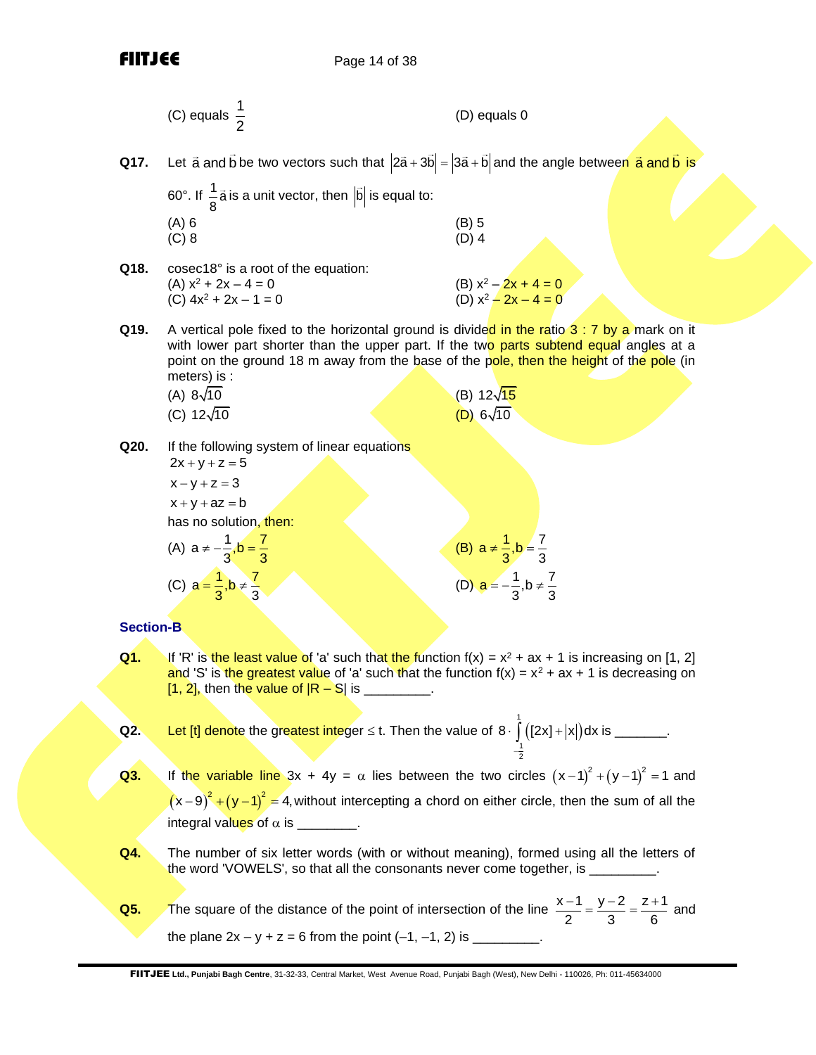(C) equals $\frac{1}{2}$ (D) equals 0

**Q17.** Let $\vec{a}$ and $\vec{b}$ be two vectors such that $|2\vec{a}+3\vec{b}| = |3\vec{a}+\vec{b}|$ and the angle between $\vec{a}$ and $\vec{b}$ is 60°. If $\frac{1}{8}\vec{a}$ is a unit vector, then $|\vec{b}|$ is equal to:

(A) 6 (B) 5
(C) 8 (D) 4

**Q18.** cosec18° is a root of the equation:

(A) $x^2 + 2x - 4 = 0$ (B) $x^2 - 2x + 4 = 0$
(C) $4x^2 + 2x - 1 = 0$ (D) $x^2 - 2x - 4 = 0$

**Q19.** A vertical pole fixed to the horizontal ground is divided in the ratio 3 : 7 by a mark on it with lower part shorter than the upper part. If the two parts subtend equal angles at a point on the ground 18 m away from the base of the pole, then the height of the pole (in meters) is :

(A) $8\sqrt{10}$ (B) $12\sqrt{15}$
(C) $12\sqrt{10}$ (D) $6\sqrt{10}$

**Q20.** If the following system of linear equations

$$2x + y + z = 5$$
$$x - y + z = 3$$
$$x + y + az = b$$

has no solution, then:

(A) $a \neq -\frac{1}{3}, b = \frac{7}{3}$ (B) $a \neq \frac{1}{3}, b = \frac{7}{3}$
(C) $a = \frac{1}{3}, b \neq \frac{7}{3}$ (D) $a = -\frac{1}{3}, b \neq \frac{7}{3}$

## Section-B

**Q1.** If 'R' is the least value of 'a' such that the function $f(x) = x^2 + ax + 1$ is increasing on [1, 2] and 'S' is the greatest value of 'a' such that the function $f(x) = x^2 + ax + 1$ is decreasing on [1, 2], then the value of $|R - S|$ is _________.

**Q2.** Let [t] denote the greatest integer $\le$ t. Then the value of $8 \cdot \int_{-\frac{1}{2}}^{1} \left([2x] + |x|\right) dx$ is _______.

**Q3.** If the variable line $3x + 4y = \alpha$ lies between the two circles $(x-1)^2 + (y-1)^2 = 1$ and $(x-9)^2 + (y-1)^2 = 4$, without intercepting a chord on either circle, then the sum of all the integral values of $\alpha$ is ________.

**Q4.** The number of six letter words (with or without meaning), formed using all the letters of the word 'VOWELS', so that all the consonants never come together, is _________.

**Q5.** The square of the distance of the point of intersection of the line $\frac{x-1}{2} = \frac{y-2}{3} = \frac{z+1}{6}$ and the plane $2x - y + z = 6$ from the point (–1, –1, 2) is _________.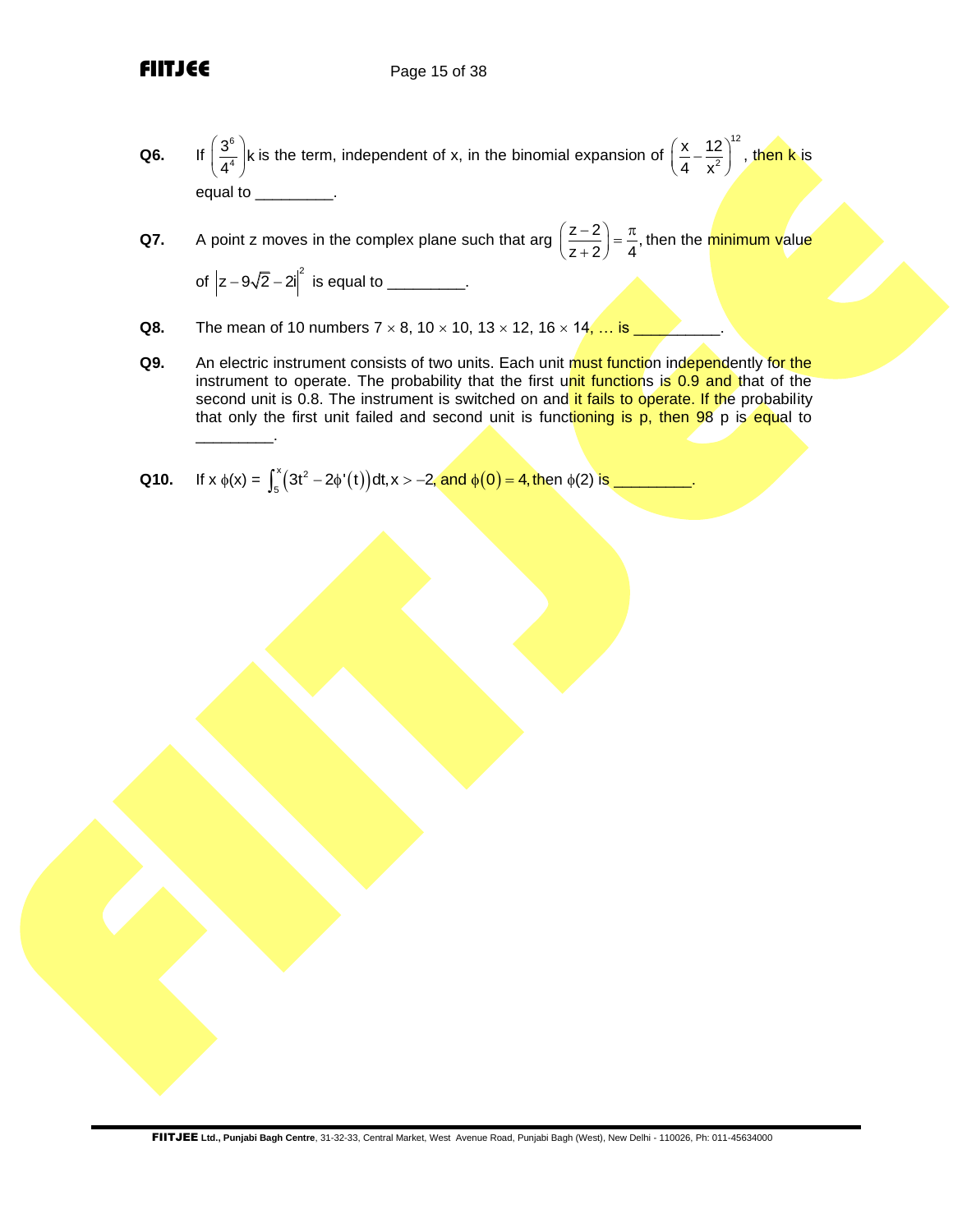**Q6.** If $\left(\frac{3^6}{4^4}\right)k$ is the term, independent of x, in the binomial expansion of $\left(\frac{x}{4}-\frac{12}{x^2}\right)^{12}$, then k is equal to _________.

**Q7.** A point z moves in the complex plane such that $\arg\left(\frac{z-2}{z+2}\right)=\frac{\pi}{4}$, then the minimum value of $\left|z-9\sqrt{2}-2i\right|^2$ is equal to _________.

**Q8.** The mean of 10 numbers $7 \times 8$, $10 \times 10$, $13 \times 12$, $16 \times 14$, … is __________.

**Q9.** An electric instrument consists of two units. Each unit must function independently for the instrument to operate. The probability that the first unit functions is 0.9 and that of the second unit is 0.8. The instrument is switched on and it fails to operate. If the probability that only the first unit failed and second unit is functioning is p, then 98 p is equal to _________.

**Q10.** If $x\,\phi(x) = \int_5^x \left(3t^2 - 2\phi'(t)\right)dt, x > -2$, and $\phi(0) = 4$, then $\phi(2)$ is _________.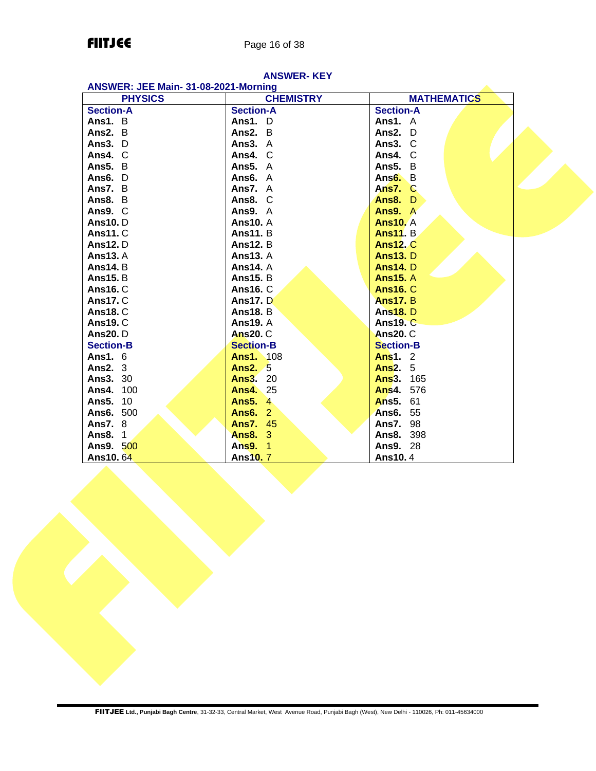## ANSWER- KEY

### ANSWER: JEE Main- 31-08-2021-Morning

| PHYSICS | CHEMISTRY | MATHEMATICS |
|---|---|---|
| **Section-A** | **Section-A** | **Section-A** |
| **Ans1.** B | **Ans1.** D | **Ans1.** A |
| **Ans2.** B | **Ans2.** B | **Ans2.** D |
| **Ans3.** D | **Ans3.** A | **Ans3.** C |
| **Ans4.** C | **Ans4.** C | **Ans4.** C |
| **Ans5.** B | **Ans5.** A | **Ans5.** B |
| **Ans6.** D | **Ans6.** A | **Ans6.** B |
| **Ans7.** B | **Ans7.** A | **Ans7.** C |
| **Ans8.** B | **Ans8.** C | **Ans8.** D |
| **Ans9.** C | **Ans9.** A | **Ans9.** A |
| **Ans10.** D | **Ans10.** A | **Ans10.** A |
| **Ans11.** C | **Ans11.** B | **Ans11.** B |
| **Ans12.** D | **Ans12.** B | **Ans12.** C |
| **Ans13.** A | **Ans13.** A | **Ans13.** D |
| **Ans14.** B | **Ans14.** A | **Ans14.** D |
| **Ans15.** B | **Ans15.** B | **Ans15.** A |
| **Ans16.** C | **Ans16.** C | **Ans16.** C |
| **Ans17.** C | **Ans17.** D | **Ans17.** B |
| **Ans18.** C | **Ans18.** B | **Ans18.** D |
| **Ans19.** C | **Ans19.** A | **Ans19.** C |
| **Ans20.** D | **Ans20.** C | **Ans20.** C |
| **Section-B** | **Section-B** | **Section-B** |
| **Ans1.** 6 | **Ans1.** 108 | **Ans1.** 2 |
| **Ans2.** 3 | **Ans2.** 5 | **Ans2.** 5 |
| **Ans3.** 30 | **Ans3.** 20 | **Ans3.** 165 |
| **Ans4.** 100 | **Ans4.** 25 | **Ans4.** 576 |
| **Ans5.** 10 | **Ans5.** 4 | **Ans5.** 61 |
| **Ans6.** 500 | **Ans6.** 2 | **Ans6.** 55 |
| **Ans7.** 8 | **Ans7.** 45 | **Ans7.** 98 |
| **Ans8.** 1 | **Ans8.** 3 | **Ans8.** 398 |
| **Ans9.** 500 | **Ans9.** 1 | **Ans9.** 28 |
| **Ans10.** 64 | **Ans10.** 7 | **Ans10.** 4 |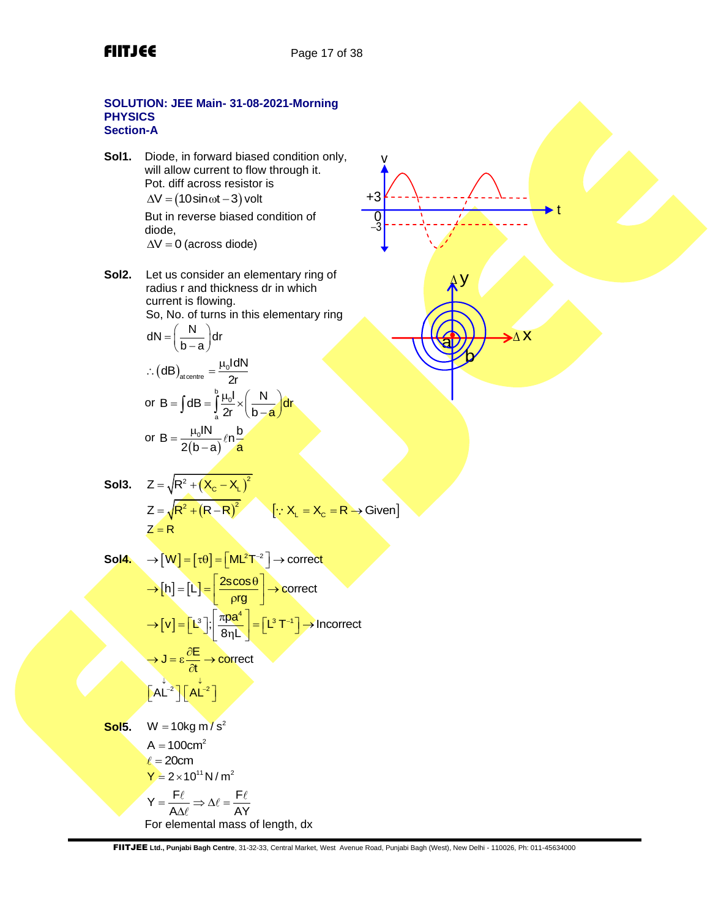**SOLUTION: JEE Main- 31-08-2021-Morning**
**PHYSICS**
**Section-A**

**Sol1.** Diode, in forward biased condition only, will allow current to flow through it.
Pot. diff across resistor is
$\Delta V = (10\sin\omega t - 3)$ volt
But in reverse biased condition of diode,
$\Delta V = 0$ (across diode)

**Sol2.** Let us consider an elementary ring of radius r and thickness dr in which current is flowing.
So, No. of turns in this elementary ring

$$dN = \left(\frac{N}{b-a}\right)dr$$

$$\therefore (dB)_{\text{at centre}} = \frac{\mu_0 I dN}{2r}$$

$$\text{or } B = \int dB = \int_a^b \frac{\mu_0 I}{2r} \times \left(\frac{N}{b-a}\right)dr$$

$$\text{or } B = \frac{\mu_0 IN}{2(b-a)}\ell n\frac{b}{a}$$

**Sol3.**

$$Z = \sqrt{R^2 + (X_C - X_L)^2}$$

$$Z = \sqrt{R^2 + (R-R)^2} \qquad [\because X_L = X_C = R \rightarrow \text{Given}]$$

$$Z = R$$

**Sol4.**

$$\rightarrow [W] = [\tau\theta] = [ML^2T^{-2}] \rightarrow \text{correct}$$

$$\rightarrow [h] = [L] = \left[\frac{2s\cos\theta}{\rho rg}\right] \rightarrow \text{correct}$$

$$\rightarrow [v] = [L^3]; \left[\frac{\pi pa^4}{8\eta L}\right] = [L^3T^{-1}] \rightarrow \text{Incorrect}$$

$$\rightarrow J = \varepsilon\frac{\partial E}{\partial t} \rightarrow \text{correct}$$

$$[AL^{-2}]\,[AL^{-2}]$$

**Sol5.**

$W = 10\text{kg m/s}^2$

$A = 100\text{cm}^2$

$\ell = 20\text{cm}$

$Y = 2\times10^{11}\,\text{N/m}^2$

$$Y = \frac{F\ell}{A\Delta\ell} \Rightarrow \Delta\ell = \frac{F\ell}{AY}$$

For elemental mass of length, dx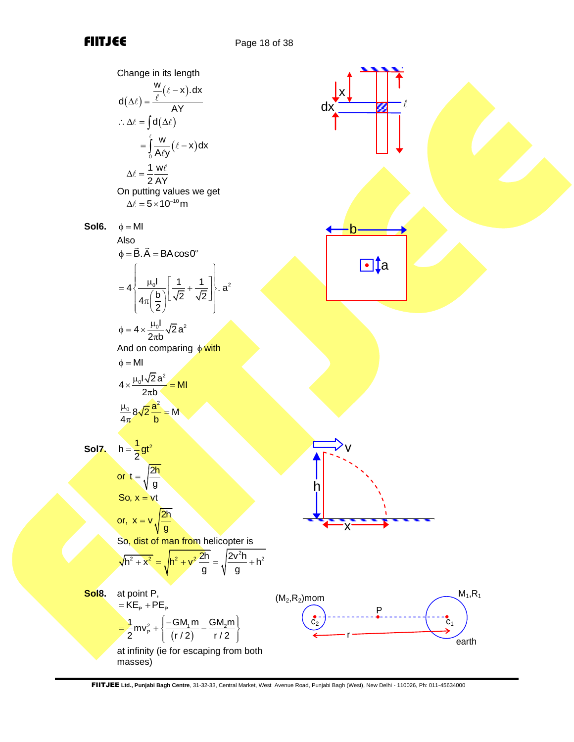Change in its length

$$d(\Delta\ell) = \frac{\frac{w}{\ell}(\ell - x).dx}{AY}$$

$$\therefore \Delta\ell = \int d(\Delta\ell)$$

$$= \int_0^{\ell} \frac{w}{A\ell y}(\ell - x)dx$$

$$\Delta\ell = \frac{1}{2}\frac{w\ell}{AY}$$

On putting values we get

$$\Delta\ell = 5\times 10^{-10}\,\text{m}$$

**Sol6.** $\phi = MI$

Also

$$\phi = \vec{B}.\vec{A} = BA\cos 0^{\circ}$$

$$= 4\left\{\frac{\mu_0 I}{4\pi\left(\frac{b}{2}\right)}\left[\frac{1}{\sqrt{2}} + \frac{1}{\sqrt{2}}\right]\right\}.\,a^2$$

$$\phi = 4\times\frac{\mu_0 I}{2\pi b}\sqrt{2}\,a^2$$

And on comparing $\phi$ with

$$\phi = MI$$

$$4\times\frac{\mu_0 I\sqrt{2}\,a^2}{2\pi b} = MI$$

$$\frac{\mu_0}{4\pi}8\sqrt{2}\frac{a^2}{b} = M$$

**Sol7.** $h = \frac{1}{2}gt^2$

or $t = \sqrt{\frac{2h}{g}}$

So, $x = vt$

or, $x = v\sqrt{\frac{2h}{g}}$

So, dist of man from helicopter is

$$\sqrt{h^2 + x^2} = \sqrt{h^2 + v^2\frac{2h}{g}} = \sqrt{\frac{2v^2 h}{g} + h^2}$$

**Sol8.** at point P,

$$= KE_P + PE_P$$

$$= \frac{1}{2}mv_P^2 + \left\{\frac{-GM_1 m}{(r/2)} - \frac{GM_2 m}{r/2}\right\}$$

at infinity (ie for escaping from both masses)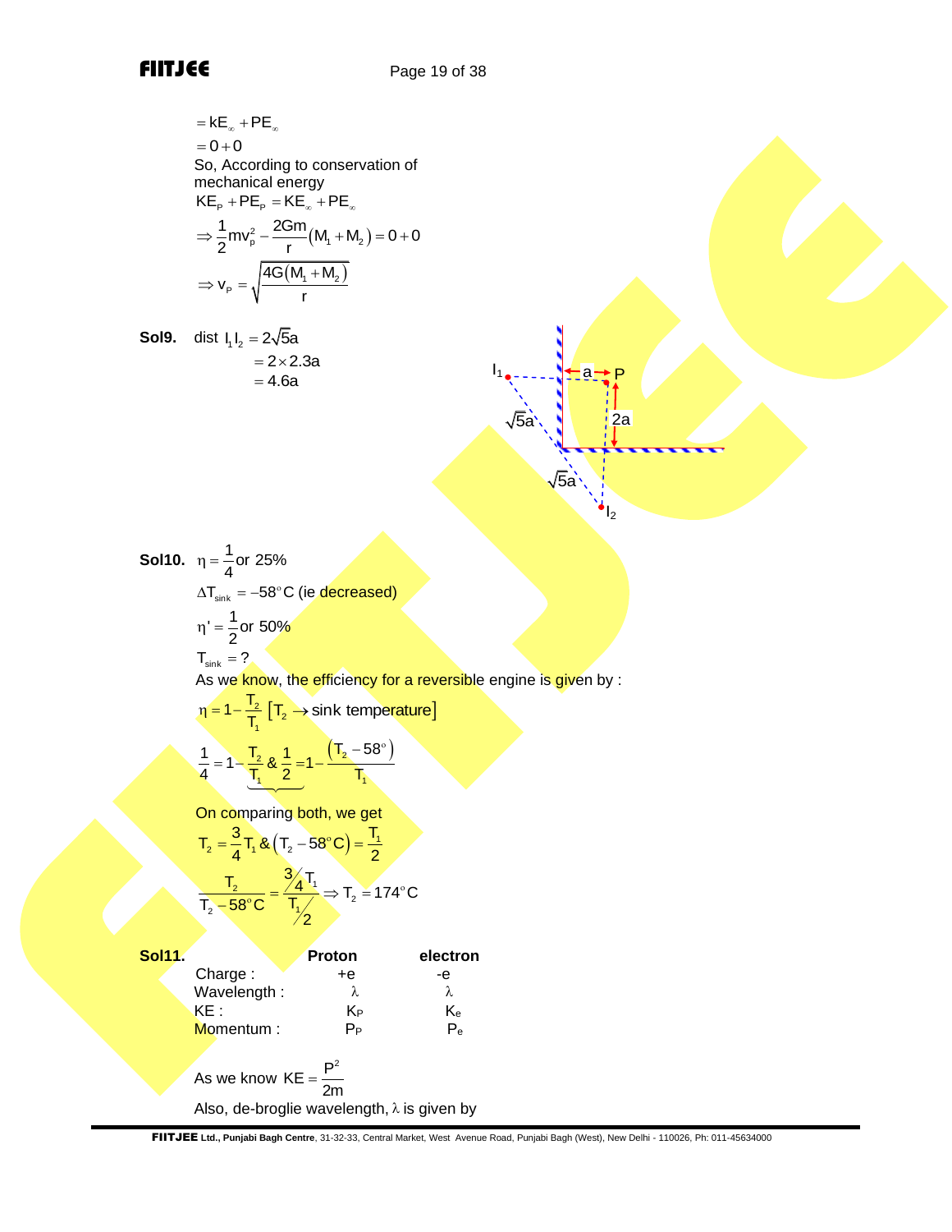$= kE_{\infty} + PE_{\infty}$

$= 0 + 0$

So, According to conservation of mechanical energy

$KE_P + PE_P = KE_{\infty} + PE_{\infty}$

$$\Rightarrow \frac{1}{2}mv_p^2 - \frac{2Gm}{r}(M_1 + M_2) = 0 + 0$$

$$\Rightarrow v_P = \sqrt{\frac{4G(M_1 + M_2)}{r}}$$

**Sol9.** dist $I_1 I_2 = 2\sqrt{5}a$

$= 2 \times 2.3a$

$= 4.6a$

**Sol10.** $\eta = \frac{1}{4}$ or 25%

$\Delta T_{sink} = -58^{\circ}C$ (ie decreased)

$\eta' = \frac{1}{2}$ or 50%

$T_{sink} = ?$

As we know, the efficiency for a reversible engine is given by :

$$\eta = 1 - \frac{T_2}{T_1} \; [T_2 \rightarrow \text{sink temperature}]$$

$$\underbrace{\frac{1}{4} = 1 - \frac{T_2}{T_1} \;\&\; \frac{1}{2} = 1 - \frac{(T_2 - 58^{\circ})}{T_1}}$$

On comparing both, we get

$$T_2 = \frac{3}{4}T_1 \;\&\; (T_2 - 58^{\circ}C) = \frac{T_1}{2}$$

$$\frac{T_2}{T_2 - 58^{\circ}C} = \frac{\frac{3}{4}T_1}{\frac{T_1}{2}} \Rightarrow T_2 = 174^{\circ}C$$

**Sol11.**

| | Proton | electron |
|---|---|---|
| Charge : | +e | -e |
| Wavelength : | $\lambda$ | $\lambda$ |
| KE : | $K_P$ | $K_e$ |
| Momentum : | $P_P$ | $P_e$ |

As we know $KE = \frac{P^2}{2m}$

Also, de-broglie wavelength, $\lambda$ is given by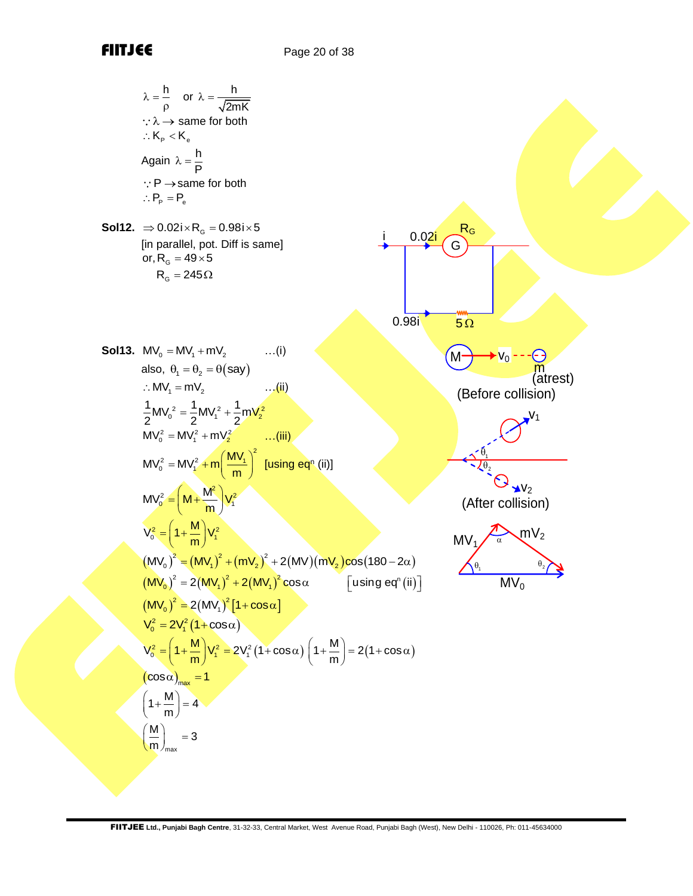$\lambda = \frac{h}{\rho}$ or $\lambda = \frac{h}{\sqrt{2mK}}$

$\because \lambda \to$ same for both

$\therefore K_P < K_e$

Again $\lambda = \frac{h}{P}$

$\because P \to$ same for both

$\therefore P_P = P_e$

**Sol12.** $\Rightarrow 0.02i \times R_G = 0.98i \times 5$

[in parallel, pot. Diff is same]

or, $R_G = 49 \times 5$

$R_G = 245\Omega$

**Sol13.** $MV_0 = MV_1 + mV_2$ ...(i)

also, $\theta_1 = \theta_2 = \theta(\text{say})$

$\therefore MV_1 = mV_2$ ...(ii)

$\frac{1}{2}MV_0^2 = \frac{1}{2}MV_1^2 + \frac{1}{2}mV_2^2$

$MV_0^2 = MV_1^2 + mV_2^2$ ...(iii)

$MV_0^2 = MV_1^2 + m\left(\frac{MV_1}{m}\right)^2$ [using eq$^n$ (ii)]

$MV_0^2 = \left(M + \frac{M^2}{m}\right)V_1^2$

$V_0^2 = \left(1 + \frac{M}{m}\right)V_1^2$

$(MV_0)^2 = (MV_1)^2 + (mV_2)^2 + 2(MV)(mV_2)\cos(180 - 2\alpha)$

$(MV_0)^2 = 2(MV_1)^2 + 2(MV_1)^2\cos\alpha$ [using eq$^n$ (ii)]

$(MV_0)^2 = 2(MV_1)^2[1 + \cos\alpha]$

$V_0^2 = 2V_1^2(1 + \cos\alpha)$

$V_0^2 = \left(1 + \frac{M}{m}\right)V_1^2 = 2V_1^2(1 + \cos\alpha)$ $\left(1 + \frac{M}{m}\right) = 2(1 + \cos\alpha)$

$(\cos\alpha)_{max} = 1$

$\left(1 + \frac{M}{m}\right) = 4$

$\left(\frac{M}{m}\right)_{max} = 3$

(Before collision) (After collision)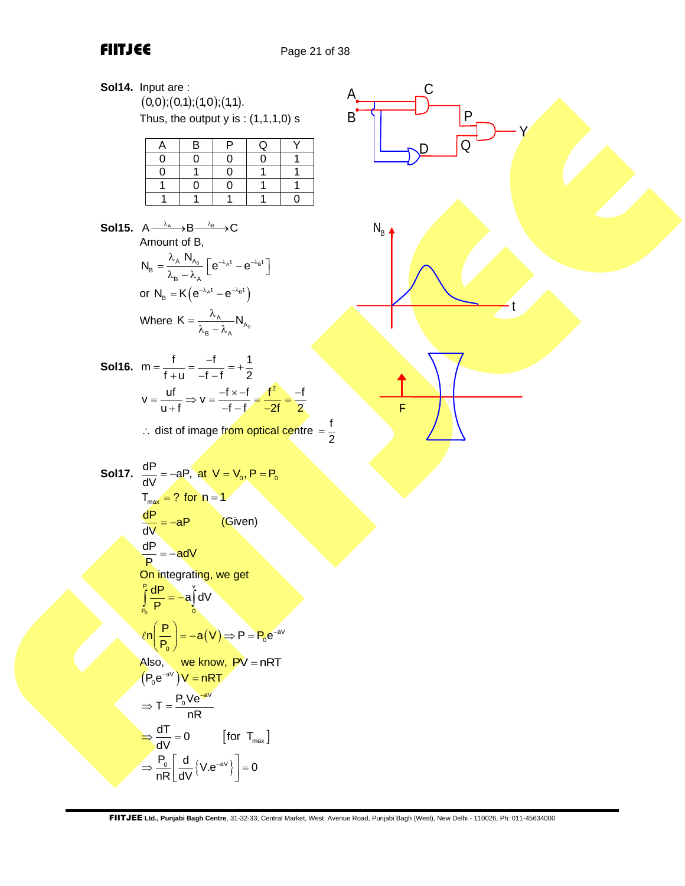**Sol14.** Input are :

$(0,0);(0,1);(1,0);(1,1)$.

Thus, the output y is : (1,1,1,0) s

| A | B | P | Q | Y |
|---|---|---|---|---|
| 0 | 0 | 0 | 0 | 1 |
| 0 | 1 | 0 | 1 | 1 |
| 1 | 0 | 0 | 1 | 1 |
| 1 | 1 | 1 | 1 | 0 |

**Sol15.** $A \xrightarrow{\lambda_A} B \xrightarrow{\lambda_B} C$

Amount of B,

$$N_B = \frac{\lambda_A N_{A_0}}{\lambda_B - \lambda_A}\left[e^{-\lambda_A t} - e^{-\lambda_B t}\right]$$

or $N_B = K\left(e^{-\lambda_A t} - e^{-\lambda_B t}\right)$

Where $K = \frac{\lambda_A}{\lambda_B - \lambda_A} N_{A_0}$

**Sol16.** $m = \frac{f}{f+u} = \frac{-f}{-f-f} = +\frac{1}{2}$

$$v = \frac{uf}{u+f} \Rightarrow v = \frac{-f \times -f}{-f-f} = \frac{f^2}{-2f} = \frac{-f}{2}$$

$\therefore$ dist of image from optical centre $= \frac{f}{2}$

**Sol17.** $\frac{dP}{dV} = -aP$, at $V = V_0, P = P_0$

$T_{max} = ?$ for $n = 1$

$\frac{dP}{dV} = -aP$ (Given)

$\frac{dP}{P} = -adV$

On integrating, we get

$$\int_{P_0}^{P} \frac{dP}{P} = -a\int_0^v dV$$

$$\ell n\left(\frac{P}{P_0}\right) = -a(V) \Rightarrow P = P_0 e^{-aV}$$

Also, we know, $PV = nRT$

$\left(P_0 e^{-aV}\right)V = nRT$

$$\Rightarrow T = \frac{P_0 V e^{-aV}}{nR}$$

$$\Rightarrow \frac{dT}{dV} = 0 \qquad [\text{for } T_{max}]$$

$$\Rightarrow \frac{P_0}{nR}\left[\frac{d}{dV}\left\{V.e^{-aV}\right\}\right] = 0$$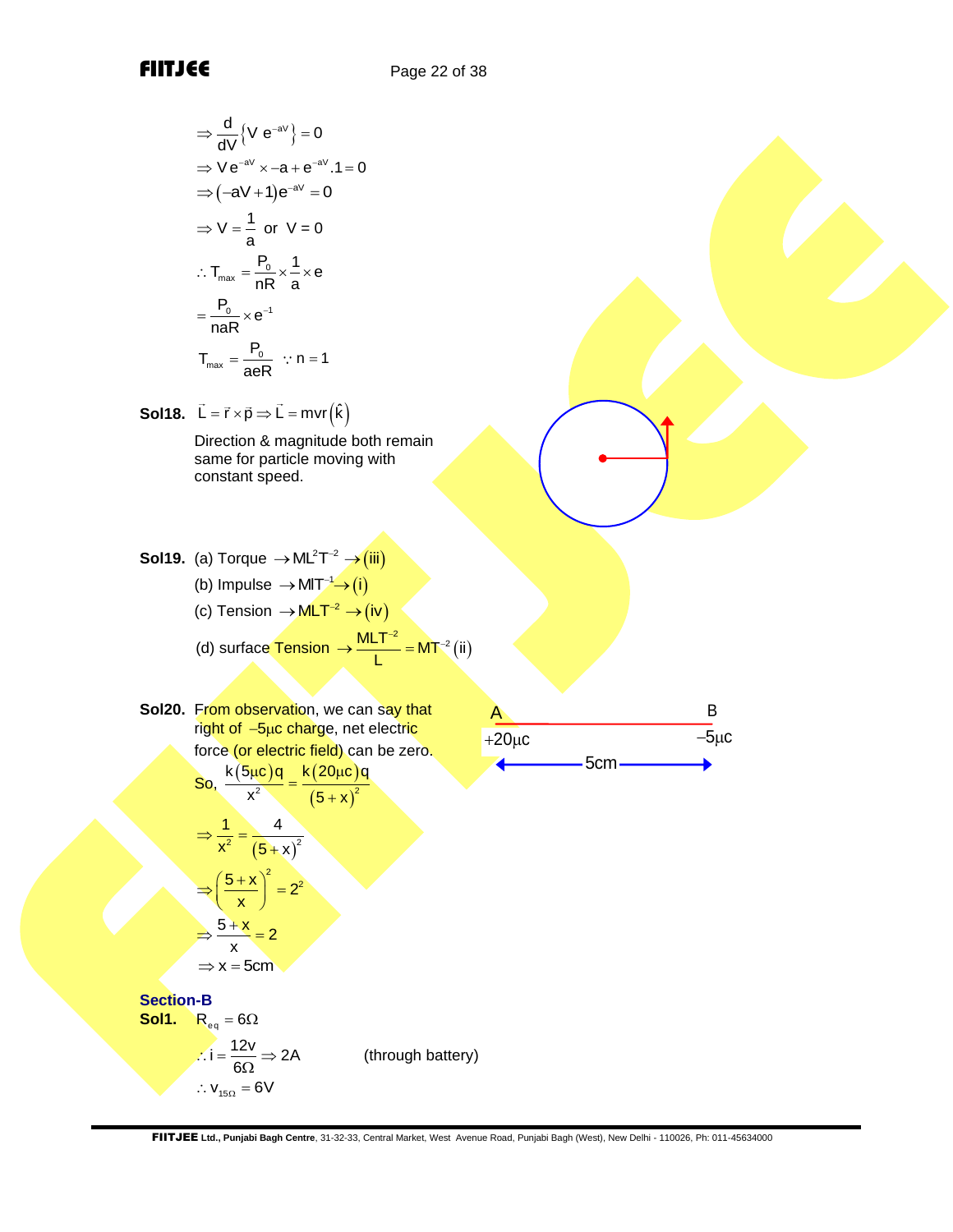$$\Rightarrow \frac{d}{dV}\left\{V\,e^{-aV}\right\} = 0$$

$$\Rightarrow V e^{-aV} \times -a + e^{-aV}.1 = 0$$

$$\Rightarrow (-aV+1)e^{-aV} = 0$$

$$\Rightarrow V = \frac{1}{a} \text{ or } V = 0$$

$$\therefore T_{max} = \frac{P_0}{nR} \times \frac{1}{a} \times e$$

$$= \frac{P_0}{naR} \times e^{-1}$$

$$T_{max} = \frac{P_0}{aeR} \quad \because n = 1$$

**Sol18.** $\vec{L} = \vec{r} \times \vec{p} \Rightarrow \vec{L} = mvr(\hat{k})$

Direction & magnitude both remain same for particle moving with constant speed.

**Sol19.** (a) Torque $\rightarrow ML^2T^{-2} \rightarrow$ (iii)

(b) Impulse $\rightarrow MLT^{-1} \rightarrow$ (i)

(c) Tension $\rightarrow MLT^{-2} \rightarrow$ (iv)

(d) surface Tension $\rightarrow \frac{MLT^{-2}}{L} = MT^{-2}$ (ii)

**Sol20.** From observation, we can say that right of $-5\mu c$ charge, net electric force (or electric field) can be zero.

A $+20\mu c$ ——— 5cm ——— B $-5\mu c$

So, $\frac{k(5\mu c)q}{x^2} = \frac{k(20\mu c)q}{(5+x)^2}$

$$\Rightarrow \frac{1}{x^2} = \frac{4}{(5+x)^2}$$

$$\Rightarrow \left(\frac{5+x}{x}\right)^2 = 2^2$$

$$\Rightarrow \frac{5+x}{x} = 2$$

$$\Rightarrow x = 5\text{cm}$$

## Section-B

**Sol1.** $R_{eq} = 6\Omega$

$\therefore i = \frac{12v}{6\Omega} \Rightarrow 2A$ (through battery)

$\therefore v_{15\Omega} = 6V$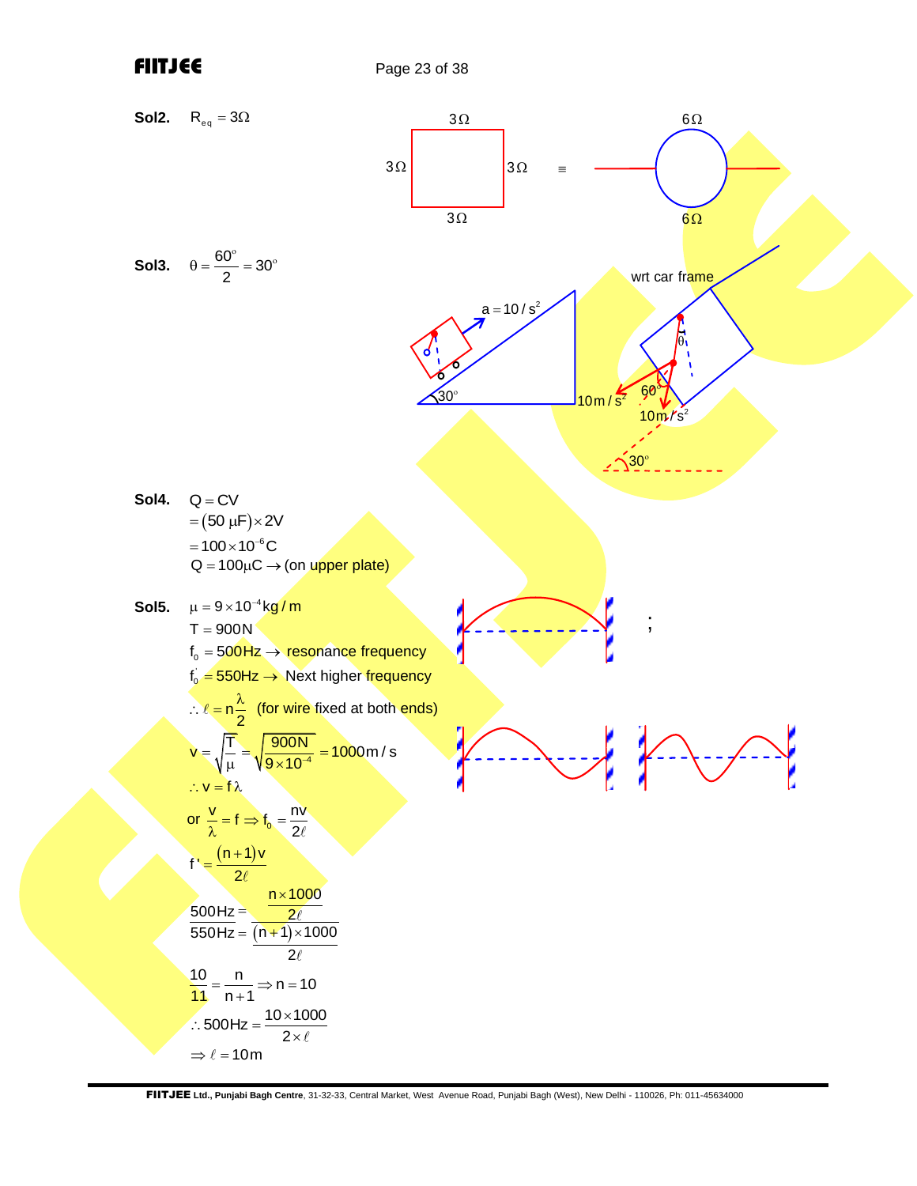**Sol2.** $R_{eq} = 3\Omega$

**Sol3.** $\theta = \frac{60^\circ}{2} = 30^\circ$

wrt car frame

**Sol4.** $Q = CV$

$= (50\ \mu F) \times 2V$

$= 100 \times 10^{-6} C$

$Q = 100\mu C \rightarrow$ (on upper plate)

**Sol5.** $\mu = 9 \times 10^{-4} kg/m$

$T = 900N$

$f_0 = 500Hz \rightarrow$ resonance frequency

$f_0' = 550Hz \rightarrow$ Next higher frequency

$\therefore \ell = n\frac{\lambda}{2}$ (for wire fixed at both ends)

$v = \sqrt{\frac{T}{\mu}} = \sqrt{\frac{900N}{9 \times 10^{-4}}} = 1000 m/s$

$\therefore v = f\lambda$

or $\frac{v}{\lambda} = f \Rightarrow f_0 = \frac{nv}{2\ell}$

$f' = \frac{(n+1)v}{2\ell}$

$$\frac{500Hz = \frac{n \times 1000}{2\ell}}{550Hz = \frac{(n+1) \times 1000}{2\ell}}$$

$\frac{10}{11} = \frac{n}{n+1} \Rightarrow n = 10$

$\therefore 500Hz = \frac{10 \times 1000}{2 \times \ell}$

$\Rightarrow \ell = 10m$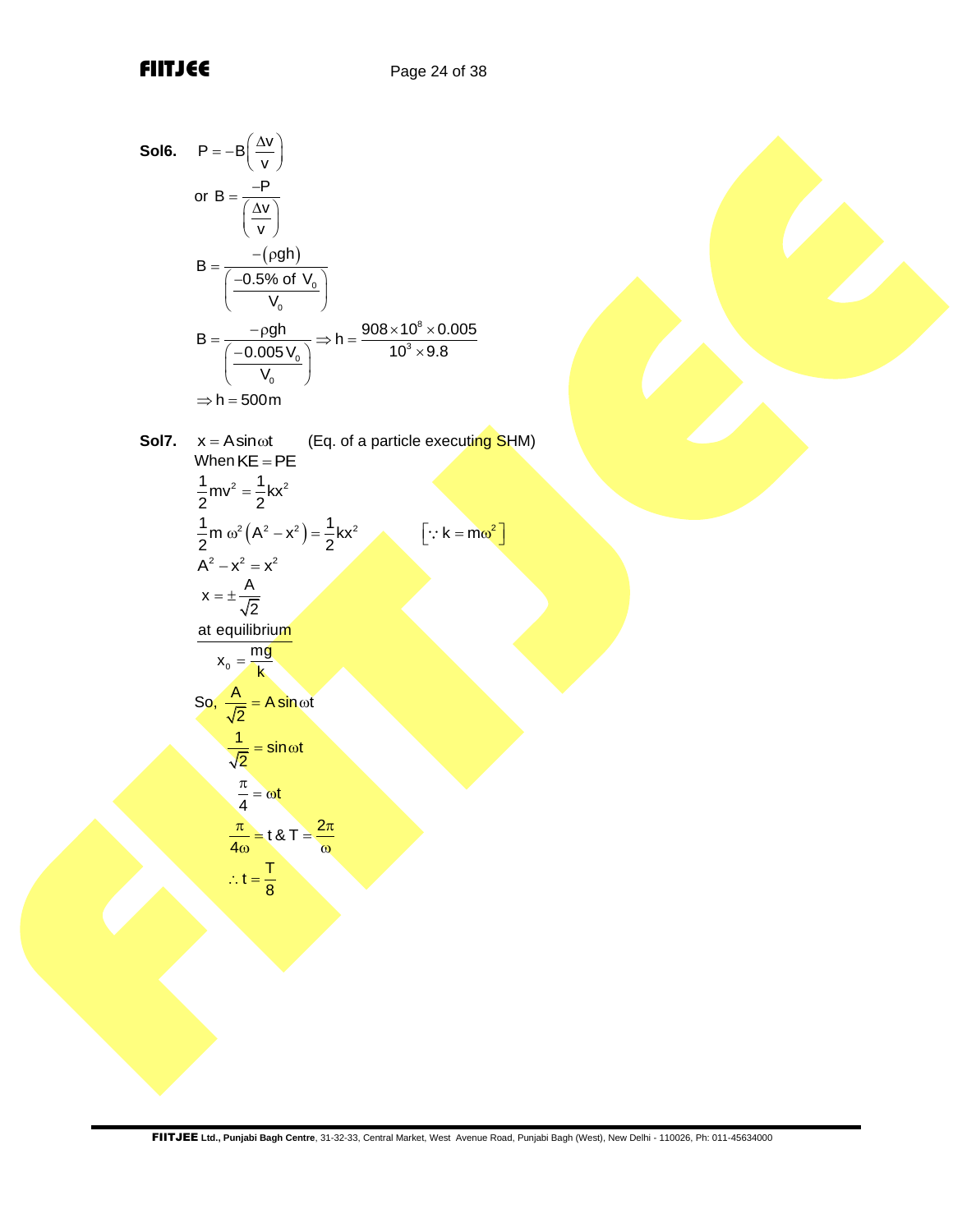**Sol6.** $P = -B\left(\frac{\Delta v}{v}\right)$

or $B = \frac{-P}{\left(\frac{\Delta v}{v}\right)}$

$$B = \frac{-(\rho gh)}{\left(\frac{-0.5\% \text{ of } V_0}{V_0}\right)}$$

$$B = \frac{-\rho gh}{\left(\frac{-0.005 V_0}{V_0}\right)} \Rightarrow h = \frac{908 \times 10^8 \times 0.005}{10^3 \times 9.8}$$

$\Rightarrow h = 500\text{m}$

**Sol7.** $x = A\sin\omega t$ (Eq. of a particle executing SHM)

When $KE = PE$

$$\frac{1}{2}mv^2 = \frac{1}{2}kx^2$$

$$\frac{1}{2}m\,\omega^2\left(A^2 - x^2\right) = \frac{1}{2}kx^2 \qquad \left[\because k = m\omega^2\right]$$

$$A^2 - x^2 = x^2$$

$$x = \pm\frac{A}{\sqrt{2}}$$

<u>at equilibrium</u>

$$x_0 = \frac{mg}{k}$$

So, $\frac{A}{\sqrt{2}} = A\sin\omega t$

$$\frac{1}{\sqrt{2}} = \sin\omega t$$

$$\frac{\pi}{4} = \omega t$$

$$\frac{\pi}{4\omega} = t \;\&\; T = \frac{2\pi}{\omega}$$

$$\therefore t = \frac{T}{8}$$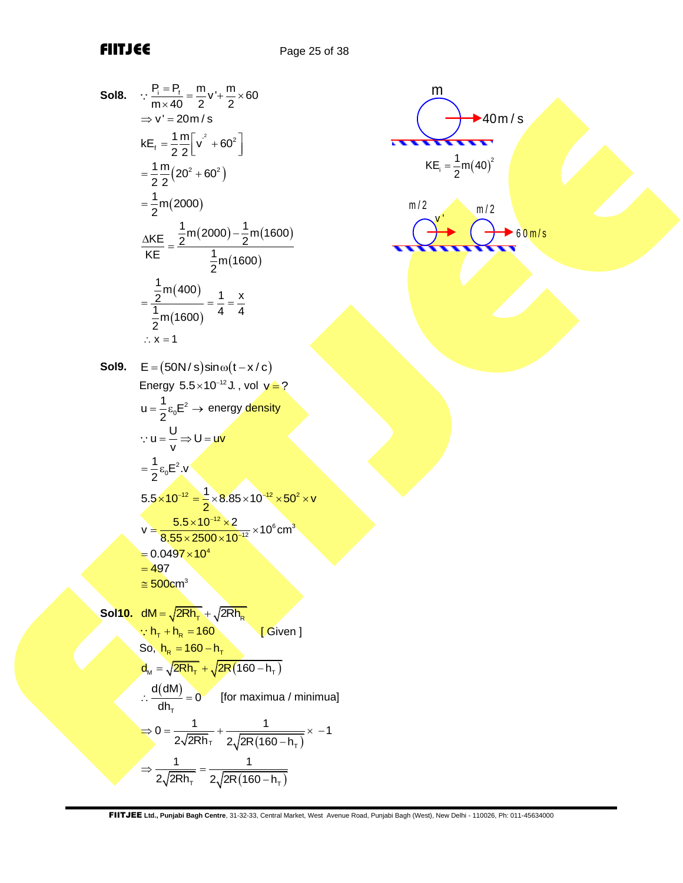**Sol8.** $\because \dfrac{P_i = P_f}{m \times 40} = \dfrac{m}{2}v' + \dfrac{m}{2} \times 60$

$\Rightarrow v' = 20\,m/s$

$kE_f = \dfrac{1}{2}\dfrac{m}{2}\left[v'^2 + 60^2\right]$

$= \dfrac{1}{2}\dfrac{m}{2}\left(20^2 + 60^2\right)$

$= \dfrac{1}{2}m(2000)$

$\dfrac{\Delta KE}{KE} = \dfrac{\frac{1}{2}m(2000) - \frac{1}{2}m(1600)}{\frac{1}{2}m(1600)}$

$= \dfrac{\frac{1}{2}m(400)}{\frac{1}{2}m(1600)} = \dfrac{1}{4} = \dfrac{x}{4}$

$\therefore x = 1$

m → 40 m/s

$KE_i = \dfrac{1}{2}m(40)^2$

m/2 → v′ &nbsp;&nbsp;&nbsp; m/2 → 60 m/s

**Sol9.** $E = (50N/s)\sin\omega(t - x/c)$

Energy $5.5 \times 10^{-12}$ J., vol $v = ?$

$u = \dfrac{1}{2}\varepsilon_0 E^2 \rightarrow$ energy density

$\because u = \dfrac{U}{v} \Rightarrow U = uv$

$= \dfrac{1}{2}\varepsilon_0 E^2 . v$

$5.5 \times 10^{-12} = \dfrac{1}{2} \times 8.85 \times 10^{-12} \times 50^2 \times v$

$v = \dfrac{5.5 \times 10^{-12} \times 2}{8.55 \times 2500 \times 10^{-12}} \times 10^6\,cm^3$

$= 0.0497 \times 10^4$

$= 497$

$\cong 500\,cm^3$

**Sol10.** $dM = \sqrt{2Rh_T} + \sqrt{2Rh_R}$

$\because h_T + h_R = 160$ &nbsp;&nbsp;&nbsp;&nbsp;&nbsp;&nbsp;&nbsp;&nbsp; [ Given ]

So, $h_R = 160 - h_T$

$d_M = \sqrt{2Rh_T} + \sqrt{2R(160 - h_T)}$

$\therefore \dfrac{d(dM)}{dh_T} = 0$ &nbsp;&nbsp;&nbsp;&nbsp; [for maximua / minimua]

$\Rightarrow 0 = \dfrac{1}{2\sqrt{2Rh_T}} + \dfrac{1}{2\sqrt{2R(160 - h_T)}} \times -1$

$\Rightarrow \dfrac{1}{2\sqrt{2Rh_T}} = \dfrac{1}{2\sqrt{2R(160 - h_T)}}$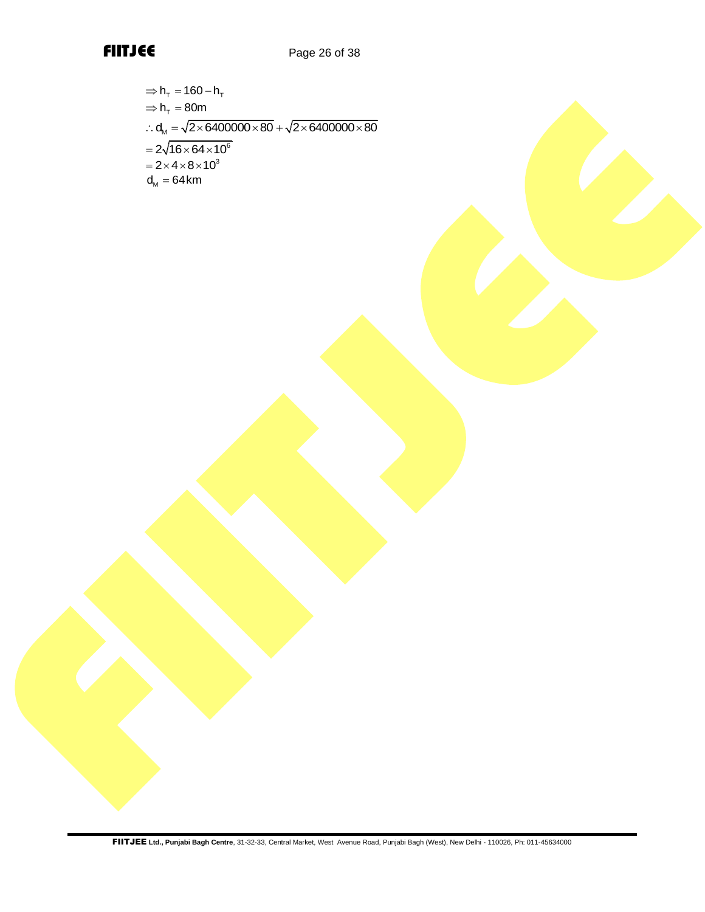$$\Rightarrow h_T = 160 - h_T$$
$$\Rightarrow h_T = 80\text{m}$$
$$\therefore d_M = \sqrt{2 \times 6400000 \times 80} + \sqrt{2 \times 6400000 \times 80}$$
$$= 2\sqrt{16 \times 64 \times 10^6}$$
$$= 2 \times 4 \times 8 \times 10^3$$
$$d_M = 64\,\text{km}$$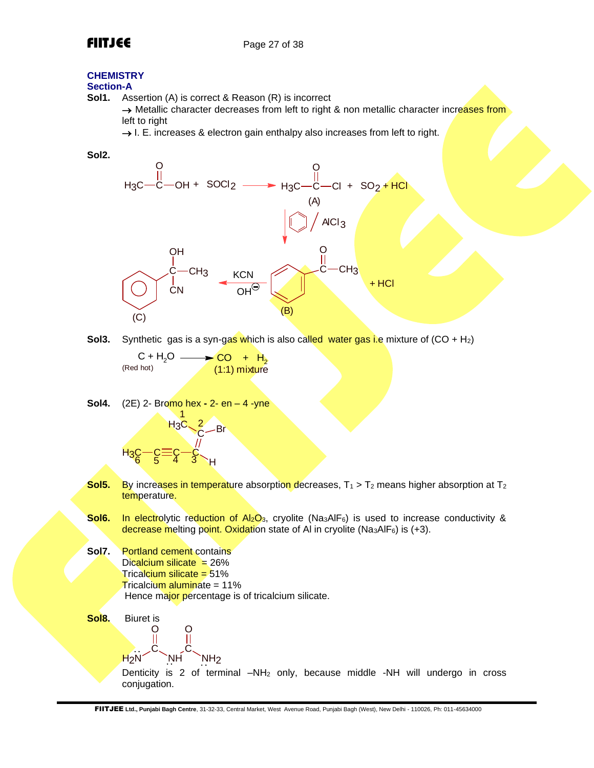## CHEMISTRY

### Section-A

**Sol1.** Assertion (A) is correct & Reason (R) is incorrect

→ Metallic character decreases from left to right & non metallic character increases from left to right

→ I. E. increases & electron gain enthalpy also increases from left to right.

**Sol2.**

$$H_3C-\overset{O}{\overset{||}{C}}-OH + SOCl_2 \longrightarrow \underset{(A)}{H_3C-\overset{O}{\overset{||}{C}}-Cl} + SO_2 + HCl$$

$$(A) \xrightarrow{C_6H_6\,/\,AlCl_3} \underset{(B)}{C_6H_5-\overset{O}{\overset{||}{C}}-CH_3} + HCl$$

$$(B) \xrightarrow{KCN,\ OH^{\ominus}} \underset{(C)}{C_6H_5-\overset{OH}{\overset{|}{\underset{CN}{\underset{|}{C}}}}-CH_3}$$

**Sol3.** Synthetic gas is a syn-gas which is also called water gas i.e mixture of $(CO + H_2)$

$$\underset{\text{(Red hot)}}{C + H_2O} \longrightarrow \underset{\text{(1:1) mixture}}{CO + H_2}$$

**Sol4.** (2E) 2- Bromo hex - 2- en – 4 -yne

$$\overset{6}{H_3C}-\overset{5}{C}\equiv\overset{4}{C}-\overset{3}{C}H=\overset{2}{C}(Br)-\overset{1}{C}H_3$$

**Sol5.** By increases in temperature absorption decreases, $T_1 > T_2$ means higher absorption at $T_2$ temperature.

**Sol6.** In electrolytic reduction of $Al_2O_3$, cryolite ($Na_3AlF_6$) is used to increase conductivity & decrease melting point. Oxidation state of Al in cryolite ($Na_3AlF_6$) is (+3).

**Sol7.** Portland cement contains

Dicalcium silicate = 26%

Tricalcium silicate = 51%

Tricalcium aluminate = 11%

Hence major percentage is of tricalcium silicate.

**Sol8.** Biuret is

$$H_2\ddot{N}-\overset{O}{\overset{||}{C}}-\ddot{N}H-\overset{O}{\overset{||}{C}}-\ddot{N}H_2$$

Denticity is 2 of terminal $-NH_2$ only, because middle -NH will undergo in cross conjugation.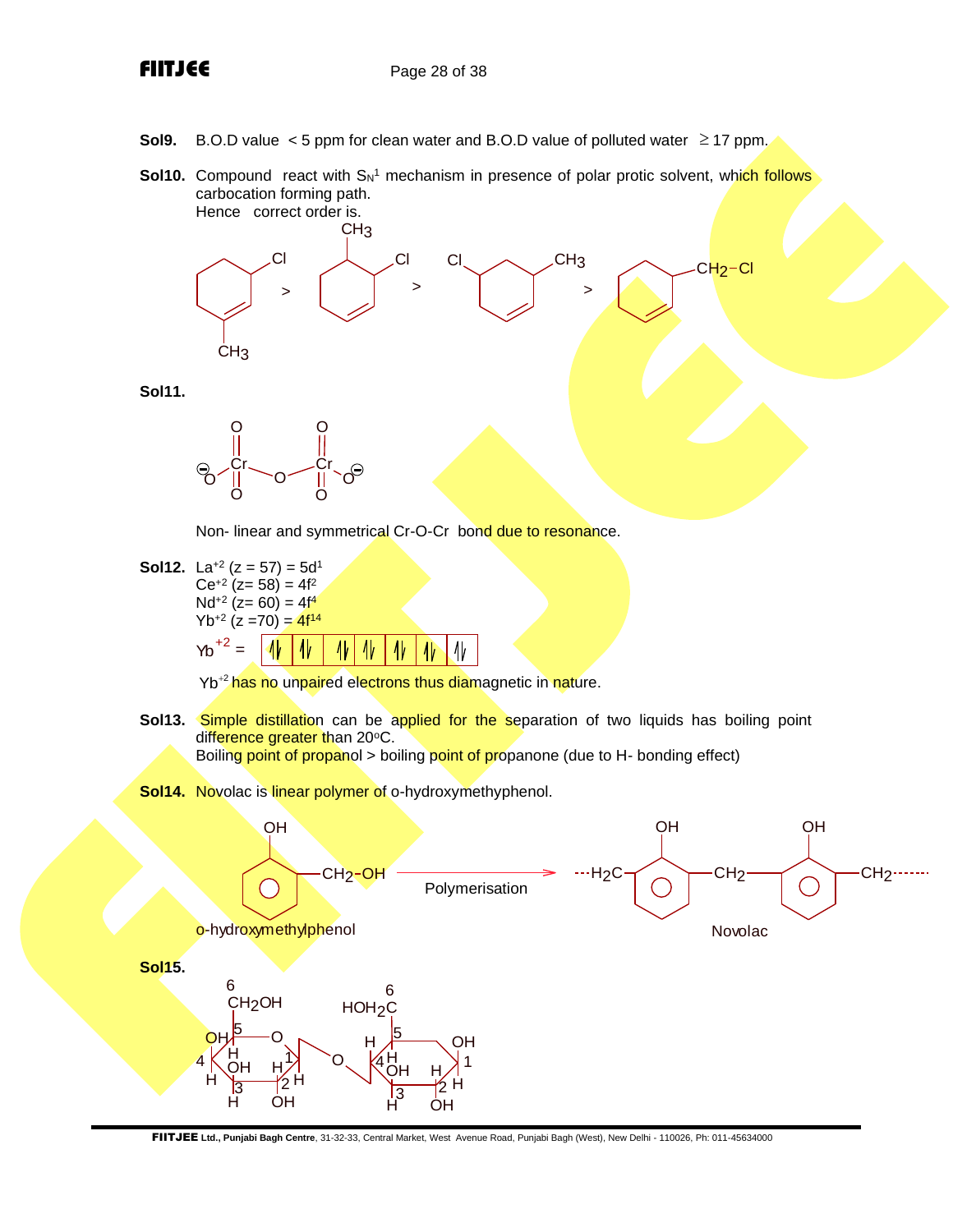**Sol9.** B.O.D value < 5 ppm for clean water and B.O.D value of polluted water ≥ 17 ppm.

**Sol10.** Compound react with $S_N{}^1$ mechanism in presence of polar protic solvent, which follows carbocation forming path.
Hence correct order is.

**Sol11.**

Non- linear and symmetrical Cr-O-Cr bond due to resonance.

**Sol12.** $La^{+2}$ (z = 57) = $5d^1$
$Ce^{+2}$ (z= 58) = $4f^2$
$Nd^{+2}$ (z= 60) = $4f^4$
$Yb^{+2}$ (z =70) = $4f^{14}$

$Yb^{+2}$ = ⇅ ⇅ ⇅ ⇅ ⇅ ⇅ ⇅

$Yb^{+2}$ has no unpaired electrons thus diamagnetic in nature.

**Sol13.** Simple distillation can be applied for the separation of two liquids has boiling point difference greater than 20°C.
Boiling point of propanol > boiling point of propanone (due to H- bonding effect)

**Sol14.** Novolac is linear polymer of o-hydroxymethyphenol.

o-hydroxymethylphenol → Polymerisation → Novolac

**Sol15.**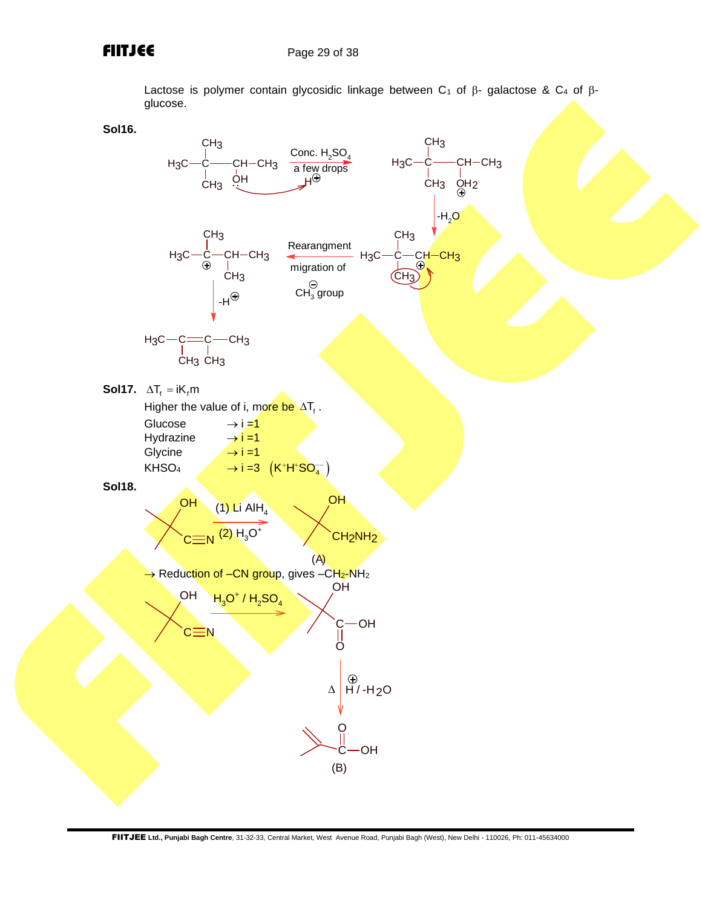Lactose is polymer contain glycosidic linkage between $C_1$ of β- galactose & $C_4$ of β-glucose.

**Sol16.**

$$H_3C-C(CH_3)_2-CH(OH)-CH_3 \xrightarrow[\text{a few drops } H^{\oplus}]{\text{Conc. } H_2SO_4} H_3C-C(CH_3)_2-CH(\overset{\oplus}{O}H_2)-CH_3$$

$$\xrightarrow{-H_2O} H_3C-C(CH_3)_2-\overset{\oplus}{C}H-CH_3 \xrightarrow[\text{migration of } \overset{\ominus}{C}H_3 \text{ group}]{\text{Rearangment}} H_3C-\overset{\oplus}{C}(CH_3)-CH(CH_3)-CH_3$$

$$\xrightarrow{-H^{\oplus}} H_3C-C(CH_3)=C(CH_3)-CH_3$$

**Sol17.** $\Delta T_f = iK_f m$

Higher the value of i, more be $\Delta T_f$.

Glucose $\rightarrow i = 1$
Hydrazine $\rightarrow i = 1$
Glycine $\rightarrow i = 1$
$KHSO_4$ $\rightarrow i = 3$ $\left(K^+ H^+ SO_4^{--}\right)$

**Sol18.**

$$(CH_3)_2C(OH)-C\equiv N \xrightarrow[(2)\ H_3O^+]{(1)\ LiAlH_4} (CH_3)_2C(OH)-CH_2NH_2 \ \ (A)$$

$\rightarrow$ Reduction of –CN group, gives $-CH_2-NH_2$

$$(CH_3)_2C(OH)-C\equiv N \xrightarrow{H_3O^+ / H_2SO_4} (CH_3)_2C(OH)-COOH \xrightarrow[\Delta]{H^{\oplus} / -H_2O} CH_2=C(CH_3)-COOH \ \ (B)$$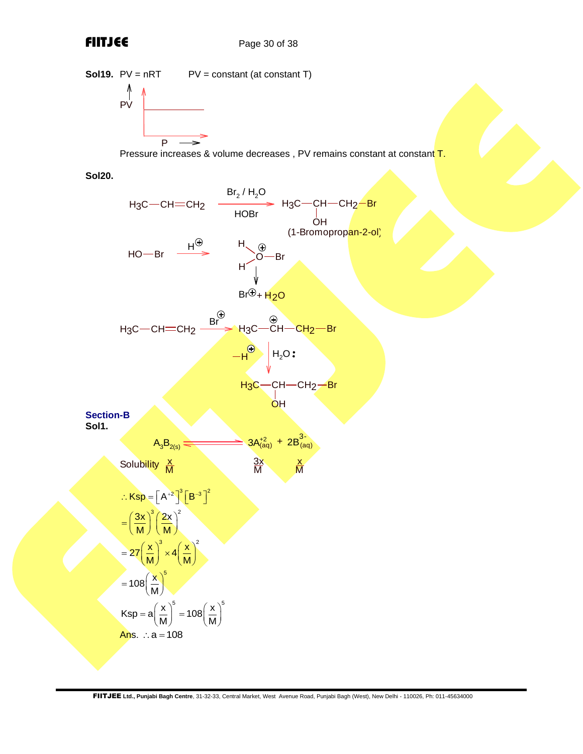**Sol19.** PV = nRT  PV = constant (at constant T)

(Graph: PV on y-axis vs P on x-axis, horizontal line)

Pressure increases & volume decreases , PV remains constant at constant T.

**Sol20.**

$$H_3C-CH=CH_2 \xrightarrow[\text{HOBr}]{Br_2 / H_2O} H_3C-\underset{\displaystyle OH}{\underset{|}{CH}}-CH_2-Br$$

(1-Bromopropan-2-ol)

$$HO-Br \xrightarrow{H^{\oplus}} \underset{H}{\overset{H}{>}}\overset{\oplus}{O}-Br \longrightarrow Br^{\oplus} + H_2O$$

$$H_3C-CH=CH_2 \xrightarrow{Br^{\oplus}} H_3C-\overset{\oplus}{CH}-CH_2-Br$$

$$\xrightarrow[-H^{\oplus}]{H_2\ddot{O}} H_3C-\underset{\displaystyle OH}{\underset{|}{CH}}-CH_2-Br$$

## Section-B

**Sol1.**

$$A_3B_{2(s)} \rightleftharpoons 3A^{+2}_{(aq)} + 2B^{3-}_{(aq)}$$

Solubility $\frac{x}{M}$ $\qquad \frac{3x}{M} \qquad \frac{x}{M}$

$$\therefore Ksp = \left[A^{+2}\right]^3\left[B^{-3}\right]^2$$

$$= \left(\frac{3x}{M}\right)^3\left(\frac{2x}{M}\right)^2$$

$$= 27\left(\frac{x}{M}\right)^3 \times 4\left(\frac{x}{M}\right)^2$$

$$= 108\left(\frac{x}{M}\right)^5$$

$$Ksp = a\left(\frac{x}{M}\right)^5 = 108\left(\frac{x}{M}\right)^5$$

Ans. $\therefore a = 108$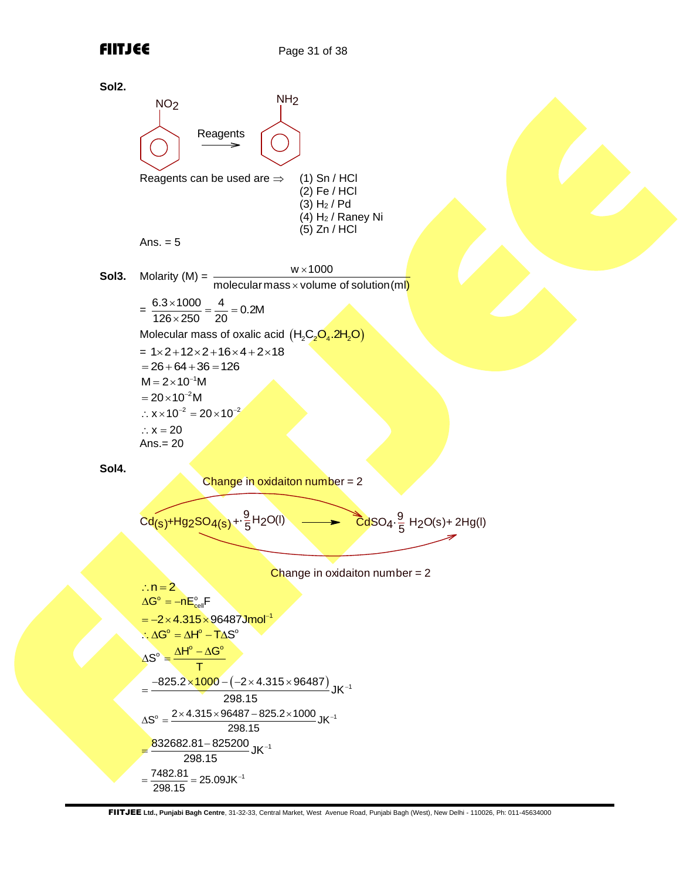**Sol2.**

$$C_6H_5NO_2 \xrightarrow{\text{Reagents}} C_6H_5NH_2$$

Reagents can be used are $\Rightarrow$
(1) Sn / HCl
(2) Fe / HCl
(3) $H_2$ / Pd
(4) $H_2$ / Raney Ni
(5) Zn / HCl

Ans. = 5

**Sol3.** Molarity (M) = $\dfrac{w \times 1000}{\text{molecular mass} \times \text{volume of solution (ml)}}$

$= \dfrac{6.3 \times 1000}{126 \times 250} = \dfrac{4}{20} = 0.2\text{M}$

Molecular mass of oxalic acid $(H_2C_2O_4.2H_2O)$

$= 1 \times 2 + 12 \times 2 + 16 \times 4 + 2 \times 18$

$= 26 + 64 + 36 = 126$

$M = 2 \times 10^{-1} M$

$= 20 \times 10^{-2} M$

$\therefore x \times 10^{-2} = 20 \times 10^{-2}$

$\therefore x = 20$

Ans.= 20

**Sol4.**

Change in oxidaiton number = 2

$$Cd_{(s)} + Hg_2SO_{4(s)} + \frac{9}{5}H_2O(l) \longrightarrow CdSO_4 \cdot \frac{9}{5}H_2O(s) + 2Hg(l)$$

Change in oxidaiton number = 2

$\therefore n = 2$

$\Delta G^o = -nE^o_{cell}F$

$= -2 \times 4.315 \times 96487 \text{Jmol}^{-1}$

$\therefore \Delta G^o = \Delta H^o - T\Delta S^o$

$\Delta S^o = \dfrac{\Delta H^o - \Delta G^o}{T}$

$= \dfrac{-825.2 \times 1000 - (-2 \times 4.315 \times 96487)}{298.15} \text{JK}^{-1}$

$\Delta S^o = \dfrac{2 \times 4.315 \times 96487 - 825.2 \times 1000}{298.15} \text{JK}^{-1}$

$= \dfrac{832682.81 - 825200}{298.15} \text{JK}^{-1}$

$= \dfrac{7482.81}{298.15} = 25.09 \text{JK}^{-1}$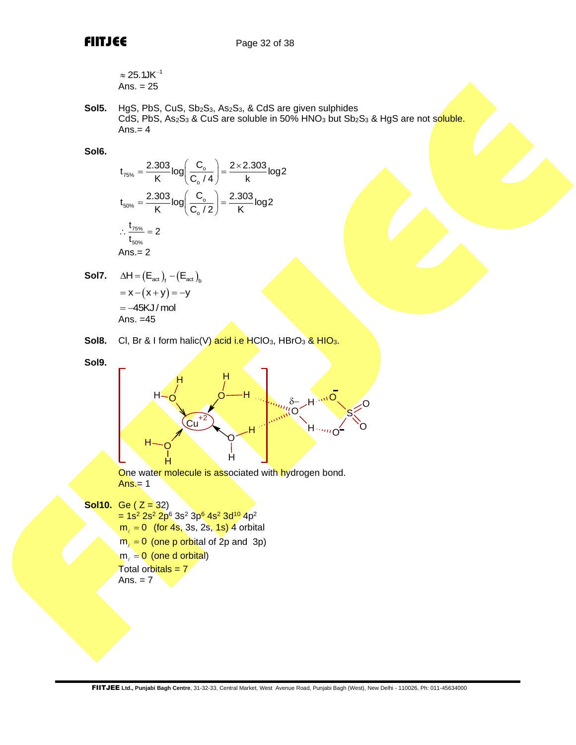$\approx 25.1 JK^{-1}$

Ans. = 25

**Sol5.** HgS, PbS, CuS, $Sb_2S_3$, $As_2S_3$, & CdS are given sulphides

CdS, PbS, $As_2S_3$ & CuS are soluble in 50% $HNO_3$ but $Sb_2S_3$ & HgS are not soluble.

Ans.= 4

**Sol6.**

$$t_{75\%} = \frac{2.303}{K}\log\left(\frac{C_o}{C_o/4}\right) = \frac{2 \times 2.303}{k}\log 2$$

$$t_{50\%} = \frac{2.303}{K}\log\left(\frac{C_o}{C_o/2}\right) = \frac{2.303}{K}\log 2$$

$$\therefore \frac{t_{75\%}}{t_{50\%}} = 2$$

Ans.= 2

**Sol7.** $\Delta H = (E_{act})_f - (E_{act})_b$

$= x - (x+y) = -y$

$= -45 KJ/mol$

Ans. =45

**Sol8.** Cl, Br & I form halic(V) acid i.e $HClO_3$, $HBrO_3$ & $HIO_3$.

**Sol9.**

$[Cu(H_2O)_4]^{2+}$ (four $H_2O$ coordinated to $Cu^{+2}$), with one $H_2O$ ($\delta-$) hydrogen bonded to the complex and to $SO_4^{2-}$.

One water molecule is associated with hydrogen bond.

Ans.= 1

**Sol10.** Ge ( Z = 32)

= $1s^2\ 2s^2\ 2p^6\ 3s^2\ 3p^6\ 4s^2\ 3d^{10}\ 4p^2$

$m_\ell = 0$ (for 4s, 3s, 2s, 1s) 4 orbital

$m_\ell = 0$ (one p orbital of 2p and 3p)

$m_\ell = 0$ (one d orbital)

Total orbitals = 7

Ans. = 7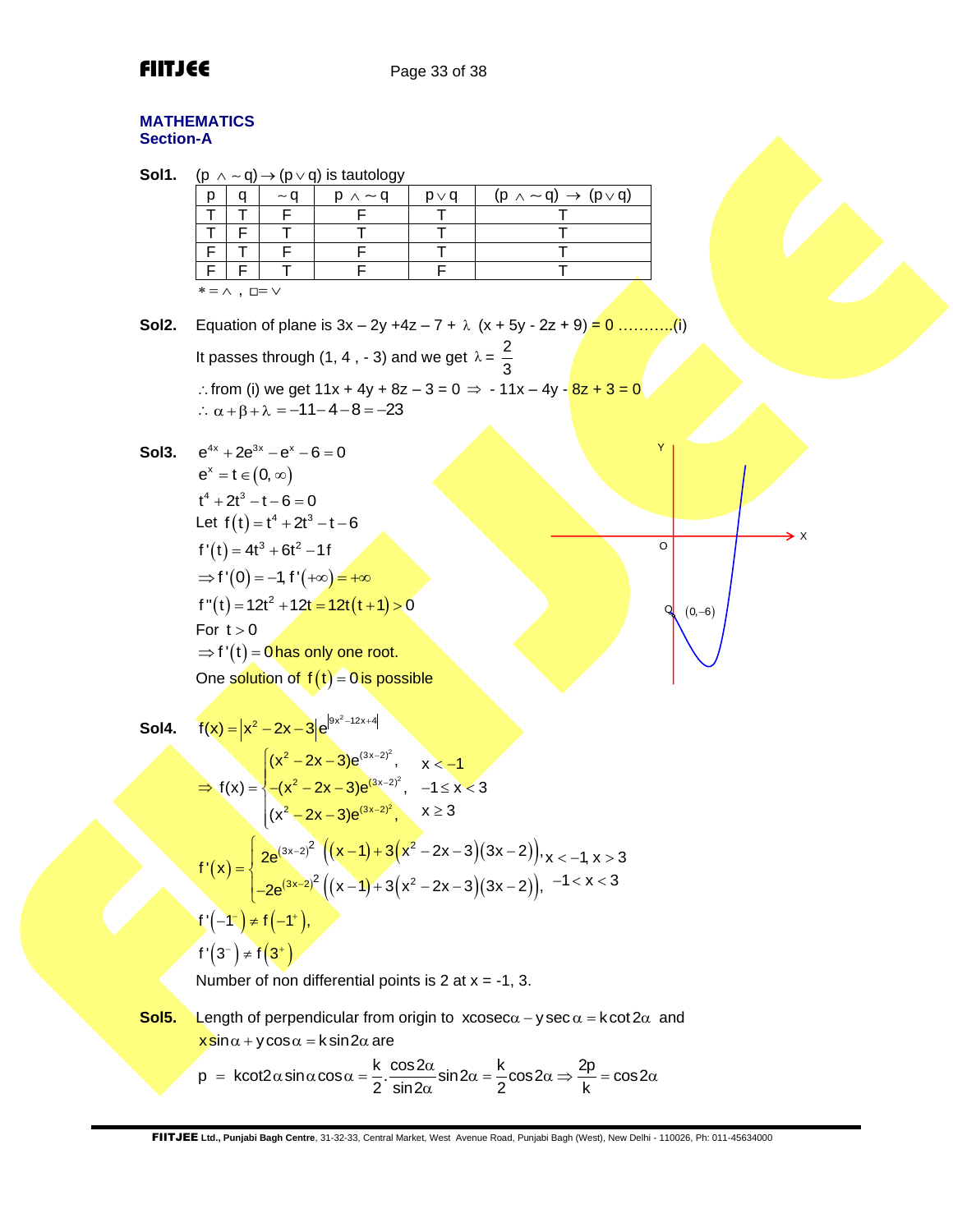## MATHEMATICS
### Section-A

**Sol1.** $(p \wedge \sim q) \to (p \vee q)$ is tautology

| p | q | $\sim q$ | $p \wedge \sim q$ | $p \vee q$ | $(p \wedge \sim q) \to (p \vee q)$ |
|---|---|---|---|---|---|
| T | T | F | F | T | T |
| T | F | T | T | T | T |
| F | T | F | F | T | T |
| F | F | T | F | F | T |

$* = \wedge$ , $\square = \vee$

**Sol2.** Equation of plane is $3x - 2y + 4z - 7 + \lambda\ (x + 5y - 2z + 9) = 0$ ...........(i)

It passes through (1, 4 , - 3) and we get $\lambda = \dfrac{2}{3}$

$\therefore$ from (i) we get $11x + 4y + 8z - 3 = 0 \Rightarrow -11x - 4y - 8z + 3 = 0$

$\therefore\ \alpha + \beta + \lambda = -11 - 4 - 8 = -23$

**Sol3.** $e^{4x} + 2e^{3x} - e^{x} - 6 = 0$

$e^{x} = t \in (0, \infty)$

$t^4 + 2t^3 - t - 6 = 0$

Let $f(t) = t^4 + 2t^3 - t - 6$

$f'(t) = 4t^3 + 6t^2 - 1f$

$\Rightarrow f'(0) = -1, f'(+\infty) = +\infty$

$f''(t) = 12t^2 + 12t = 12t(t+1) > 0$

For $t > 0$

$\Rightarrow f'(t) = 0$ has only one root.

One solution of $f(t) = 0$ is possible

(Graph: X and Y axes, origin O, curve passing through Q $(0, -6)$)

**Sol4.** $f(x) = \left|x^2 - 2x - 3\right| e^{\left|9x^2 - 12x + 4\right|}$

$$\Rightarrow f(x) = \begin{cases} (x^2 - 2x - 3)e^{(3x-2)^2}, & x < -1 \\ -(x^2 - 2x - 3)e^{(3x-2)^2}, & -1 \le x < 3 \\ (x^2 - 2x - 3)e^{(3x-2)^2}, & x \ge 3 \end{cases}$$

$$f'(x) = \begin{cases} 2e^{(3x-2)^2}\left((x-1) + 3\left(x^2 - 2x - 3\right)(3x-2)\right), & x < -1,\ x > 3 \\ -2e^{(3x-2)^2}\left((x-1) + 3\left(x^2 - 2x - 3\right)(3x-2)\right), & -1 < x < 3 \end{cases}$$

$f'\left(-1^-\right) \ne f\left(-1^+\right),$

$f'\left(3^-\right) \ne f\left(3^+\right)$

Number of non differential points is 2 at x = -1, 3.

**Sol5.** Length of perpendicular from origin to $x\operatorname{cosec}\alpha - y\sec\alpha = k\cot 2\alpha$ and $x\sin\alpha + y\cos\alpha = k\sin 2\alpha$ are

$$p = k\cot 2\alpha \sin\alpha\cos\alpha = \frac{k}{2}\cdot\frac{\cos 2\alpha}{\sin 2\alpha}\sin 2\alpha = \frac{k}{2}\cos 2\alpha \Rightarrow \frac{2p}{k} = \cos 2\alpha$$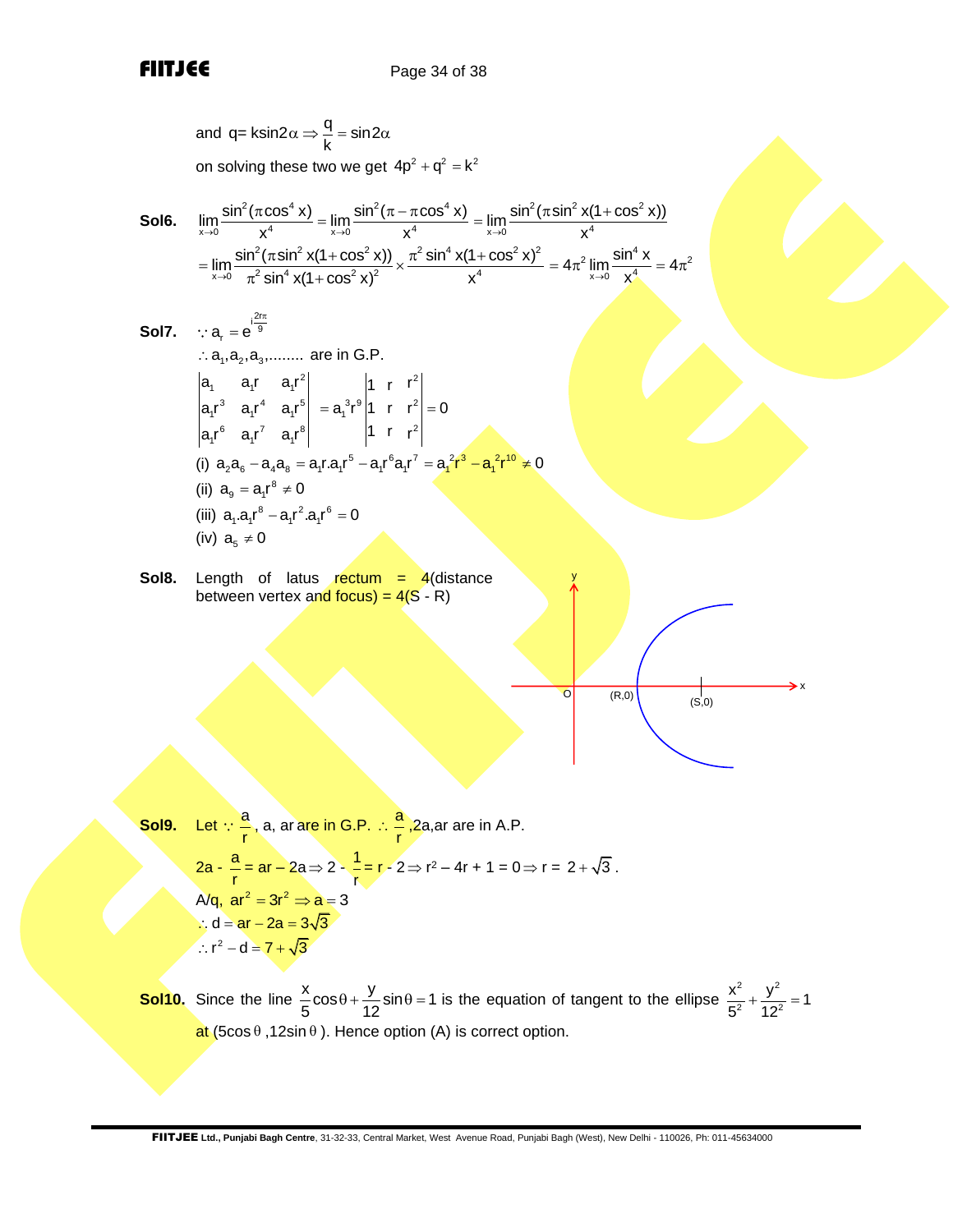and $q = k\sin 2\alpha \Rightarrow \frac{q}{k} = \sin 2\alpha$

on solving these two we get $4p^2 + q^2 = k^2$

**Sol6.** $\lim\limits_{x\to 0}\frac{\sin^2(\pi\cos^4 x)}{x^4} = \lim\limits_{x\to 0}\frac{\sin^2(\pi - \pi\cos^4 x)}{x^4} = \lim\limits_{x\to 0}\frac{\sin^2(\pi\sin^2 x(1+\cos^2 x))}{x^4}$

$= \lim\limits_{x\to 0}\frac{\sin^2(\pi\sin^2 x(1+\cos^2 x))}{\pi^2\sin^4 x(1+\cos^2 x)^2} \times \frac{\pi^2\sin^4 x(1+\cos^2 x)^2}{x^4} = 4\pi^2\lim\limits_{x\to 0}\frac{\sin^4 x}{x^4} = 4\pi^2$

**Sol7.** $\because a_r = e^{\frac{i2r\pi}{9}}$

$\therefore a_1, a_2, a_3, \ldots\ldots$ are in G.P.

$$\begin{vmatrix} a_1 & a_1 r & a_1 r^2 \\ a_1 r^3 & a_1 r^4 & a_1 r^5 \\ a_1 r^6 & a_1 r^7 & a_1 r^8 \end{vmatrix} = a_1^3 r^9 \begin{vmatrix} 1 & r & r^2 \\ 1 & r & r^2 \\ 1 & r & r^2 \end{vmatrix} = 0$$

(i) $a_2 a_6 - a_4 a_8 = a_1 r . a_1 r^5 - a_1 r^6 a_1 r^7 = a_1^2 r^3 - a_1^2 r^{10} \neq 0$

(ii) $a_9 = a_1 r^8 \neq 0$

(iii) $a_1 . a_1 r^8 - a_1 r^2 . a_1 r^6 = 0$

(iv) $a_5 \neq 0$

**Sol8.** Length of latus rectum = 4(distance between vertex and focus) = 4(S - R)

**Sol9.** Let $\because \frac{a}{r}$, a, ar are in G.P. $\therefore \frac{a}{r}$, 2a, ar are in A.P.

$2a - \frac{a}{r} = ar - 2a \Rightarrow 2 - \frac{1}{r} = r - 2 \Rightarrow r^2 - 4r + 1 = 0 \Rightarrow r = 2 + \sqrt{3}$.

A/q, $ar^2 = 3r^2 \Rightarrow a = 3$

$\therefore d = ar - 2a = 3\sqrt{3}$

$\therefore r^2 - d = 7 + \sqrt{3}$

**Sol10.** Since the line $\frac{x}{5}\cos\theta + \frac{y}{12}\sin\theta = 1$ is the equation of tangent to the ellipse $\frac{x^2}{5^2} + \frac{y^2}{12^2} = 1$ at $(5\cos\theta, 12\sin\theta)$. Hence option (A) is correct option.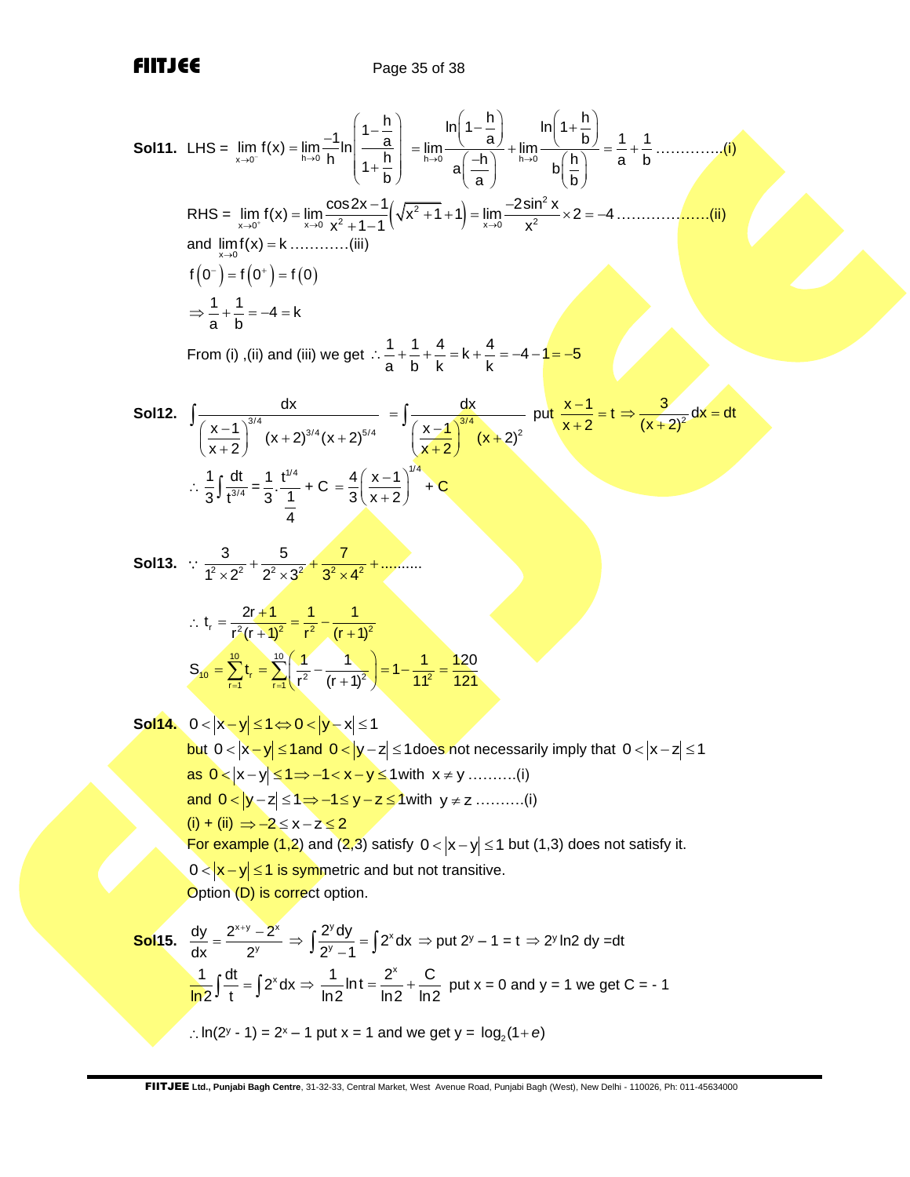**Sol11.** LHS = $\lim_{x\to 0^-} f(x) = \lim_{h\to 0}\frac{-1}{h}\ln\left(\frac{1-\frac{h}{a}}{1+\frac{h}{b}}\right) = \lim_{h\to 0}\frac{\ln\left(1-\frac{h}{a}\right)}{a\left(\frac{-h}{a}\right)} + \lim_{h\to 0}\frac{\ln\left(1+\frac{h}{b}\right)}{b\left(\frac{h}{b}\right)} = \frac{1}{a}+\frac{1}{b}$ ..............(i)

RHS = $\lim_{x\to 0^+} f(x) = \lim_{x\to 0}\frac{\cos 2x - 1}{x^2+1-1}\left(\sqrt{x^2+1}+1\right) = \lim_{x\to 0}\frac{-2\sin^2 x}{x^2}\times 2 = -4$ ...................(ii)

and $\lim_{x\to 0} f(x) = k$ ............(iii)

$f(0^-) = f(0^+) = f(0)$

$\Rightarrow \frac{1}{a}+\frac{1}{b} = -4 = k$

From (i) ,(ii) and (iii) we get $\therefore \frac{1}{a}+\frac{1}{b}+\frac{4}{k} = k + \frac{4}{k} = -4-1 = -5$

**Sol12.** $\int \frac{dx}{\left(\frac{x-1}{x+2}\right)^{3/4}(x+2)^{3/4}(x+2)^{5/4}} = \int \frac{dx}{\left(\frac{x-1}{x+2}\right)^{3/4}(x+2)^2}$ put $\frac{x-1}{x+2} = t \Rightarrow \frac{3}{(x+2)^2}dx = dt$

$\therefore \frac{1}{3}\int \frac{dt}{t^{3/4}} = \frac{1}{3}\cdot\frac{t^{1/4}}{\frac{1}{4}} + C = \frac{4}{3}\left(\frac{x-1}{x+2}\right)^{1/4} + C$

**Sol13.** $\because \frac{3}{1^2\times 2^2} + \frac{5}{2^2\times 3^2} + \frac{7}{3^2\times 4^2} + \ldots\ldots\ldots$

$\therefore t_r = \frac{2r+1}{r^2(r+1)^2} = \frac{1}{r^2} - \frac{1}{(r+1)^2}$

$S_{10} = \sum_{r=1}^{10} t_r = \sum_{r=1}^{10}\left(\frac{1}{r^2} - \frac{1}{(r+1)^2}\right) = 1 - \frac{1}{11^2} = \frac{120}{121}$

**Sol14.** $0 < |x-y| \le 1 \Leftrightarrow 0 < |y-x| \le 1$

but $0 < |x-y| \le 1$ and $0 < |y-z| \le 1$ does not necessarily imply that $0 < |x-z| \le 1$

as $0 < |x-y| \le 1 \Rightarrow -1 < x-y \le 1$ with $x \ne y$ ..........(i)

and $0 < |y-z| \le 1 \Rightarrow -1 \le y-z \le 1$ with $y \ne z$ ..........(i)

(i) + (ii) $\Rightarrow -2 \le x-z \le 2$

For example (1,2) and (2,3) satisfy $0 < |x-y| \le 1$ but (1,3) does not satisfy it.

$0 < |x-y| \le 1$ is symmetric and but not transitive.

Option (D) is correct option.

**Sol15.** $\frac{dy}{dx} = \frac{2^{x+y} - 2^x}{2^y} \Rightarrow \int \frac{2^y dy}{2^y - 1} = \int 2^x dx \Rightarrow$ put $2^y - 1 = t \Rightarrow 2^y \ln 2\, dy = dt$

$\frac{1}{\ln 2}\int \frac{dt}{t} = \int 2^x dx \Rightarrow \frac{1}{\ln 2}\ln t = \frac{2^x}{\ln 2} + \frac{C}{\ln 2}$ put x = 0 and y = 1 we get C = - 1

$\therefore \ln(2^y - 1) = 2^x - 1$ put x = 1 and we get y = $\log_2(1+e)$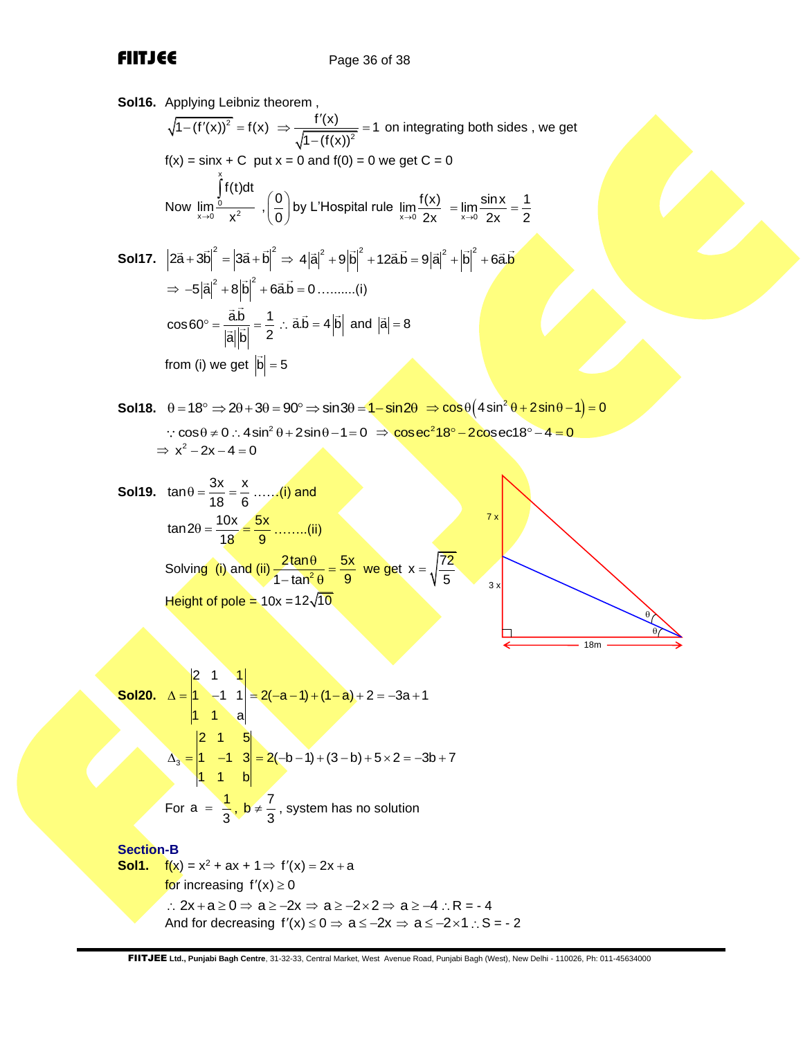**Sol16.** Applying Leibniz theorem ,

$\sqrt{1-(f'(x))^2} = f(x) \Rightarrow \dfrac{f'(x)}{\sqrt{1-(f(x))^2}} = 1$ on integrating both sides , we get

f(x) = sinx + C put x = 0 and f(0) = 0 we get C = 0

Now $\lim_{x\to 0}\dfrac{\int_0^x f(t)dt}{x^2}$ , $\left(\dfrac{0}{0}\right)$ by L'Hospital rule $\lim_{x\to 0}\dfrac{f(x)}{2x} = \lim_{x\to 0}\dfrac{\sin x}{2x} = \dfrac{1}{2}$

**Sol17.** $\left|2\vec{a}+3\vec{b}\right|^2 = \left|3\vec{a}+\vec{b}\right|^2 \Rightarrow 4\left|\vec{a}\right|^2 + 9\left|\vec{b}\right|^2 + 12\vec{a}.\vec{b} = 9\left|\vec{a}\right|^2 + \left|\vec{b}\right|^2 + 6\vec{a}.\vec{b}$

$\Rightarrow -5\left|\vec{a}\right|^2 + 8\left|\vec{b}\right|^2 + 6\vec{a}.\vec{b} = 0$ ..........(i)

$\cos 60° = \dfrac{\vec{a}.\vec{b}}{\left|\vec{a}\right|\left|\vec{b}\right|} = \dfrac{1}{2} \therefore \vec{a}.\vec{b} = 4\left|\vec{b}\right|$ and $\left|\vec{a}\right| = 8$

from (i) we get $\left|\vec{b}\right| = 5$

**Sol18.** $\theta = 18° \Rightarrow 2\theta + 3\theta = 90° \Rightarrow \sin 3\theta = 1 - \sin 2\theta \Rightarrow \cos\theta\left(4\sin^2\theta + 2\sin\theta - 1\right) = 0$

$\because \cos\theta \neq 0 \therefore 4\sin^2\theta + 2\sin\theta - 1 = 0 \Rightarrow \text{cosec}^2 18° - 2\text{cosec}18° - 4 = 0$

$\Rightarrow x^2 - 2x - 4 = 0$

**Sol19.** $\tan\theta = \dfrac{3x}{18} = \dfrac{x}{6}$ ......(i) and

$\tan 2\theta = \dfrac{10x}{18} = \dfrac{5x}{9}$ ........(ii)

Solving (i) and (ii) $\dfrac{2\tan\theta}{1-\tan^2\theta} = \dfrac{5x}{9}$ we get $x = \sqrt{\dfrac{72}{5}}$

Height of pole = $10x = 12\sqrt{10}$

**Sol20.** $\Delta = \begin{vmatrix} 2 & 1 & 1 \\ 1 & -1 & 1 \\ 1 & 1 & a \end{vmatrix} = 2(-a-1) + (1-a) + 2 = -3a + 1$

$\Delta_3 = \begin{vmatrix} 2 & 1 & 5 \\ 1 & -1 & 3 \\ 1 & 1 & b \end{vmatrix} = 2(-b-1) + (3-b) + 5\times 2 = -3b + 7$

For a = $\dfrac{1}{3}$, $b \neq \dfrac{7}{3}$, system has no solution

## Section-B

**Sol1.** f(x) = $x^2$ + ax + 1 $\Rightarrow f'(x) = 2x + a$

for increasing $f'(x) \geq 0$

$\therefore 2x + a \geq 0 \Rightarrow a \geq -2x \Rightarrow a \geq -2\times 2 \Rightarrow a \geq -4 \therefore R = -4$

And for decreasing $f'(x) \leq 0 \Rightarrow a \leq -2x \Rightarrow a \leq -2\times 1 \therefore S = -2$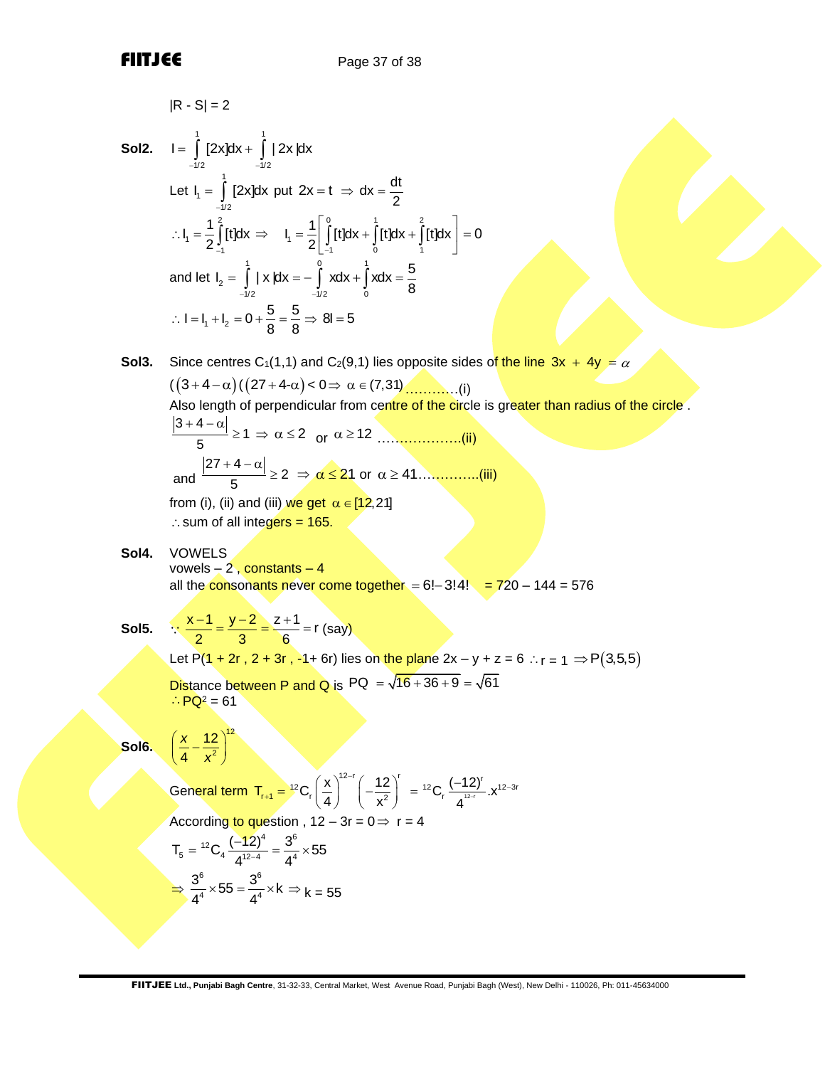$|R - S| = 2$

**Sol2.** $I = \int_{-1/2}^{1} [2x]dx + \int_{-1/2}^{1} |2x|dx$

Let $I_1 = \int_{-1/2}^{1} [2x]dx$ put $2x = t \Rightarrow dx = \frac{dt}{2}$

$\therefore I_1 = \frac{1}{2}\int_{-1}^{2}[t]dx \Rightarrow \quad I_1 = \frac{1}{2}\left[\int_{-1}^{0}[t]dx + \int_{0}^{1}[t]dx + \int_{1}^{2}[t]dx\right] = 0$

and let $I_2 = \int_{-1/2}^{1} |x|dx = -\int_{-1/2}^{0} xdx + \int_{0}^{1} xdx = \frac{5}{8}$

$\therefore I = I_1 + I_2 = 0 + \frac{5}{8} = \frac{5}{8} \Rightarrow 8I = 5$

**Sol3.** Since centres $C_1(1,1)$ and $C_2(9,1)$ lies opposite sides of the line $3x + 4y = \alpha$

$((3+4-\alpha)((27+4\text{-}\alpha) < 0 \Rightarrow \alpha \in (7,31)$ ............(i)

Also length of perpendicular from centre of the circle is greater than radius of the circle .

$\frac{|3+4-\alpha|}{5} \geq 1 \Rightarrow \alpha \leq 2$ or $\alpha \geq 12$ ...................(ii)

and $\frac{|27+4-\alpha|}{5} \geq 2 \Rightarrow \alpha \leq 21$ or $\alpha \geq 41$..............(iii)

from (i), (ii) and (iii) we get $\alpha \in [12, 21]$

$\therefore$ sum of all integers = 165.

**Sol4.** VOWELS

vowels – 2 , constants – 4

all the consonants never come together $= 6! - 3!4! \quad = 720 - 144 = 576$

**Sol5.** $\because \frac{x-1}{2} = \frac{y-2}{3} = \frac{z+1}{6} = r$ (say)

Let P(1 + 2r , 2 + 3r , -1+ 6r) lies on the plane 2x – y + z = 6 $\therefore r = 1 \Rightarrow P(3,5,5)$

Distance between P and Q is $PQ = \sqrt{16+36+9} = \sqrt{61}$

$\therefore PQ^2 = 61$

**Sol6.** $\left(\frac{x}{4} - \frac{12}{x^2}\right)^{12}$

General term $T_{r+1} = {}^{12}C_r \left(\frac{x}{4}\right)^{12-r}\left(-\frac{12}{x^2}\right)^r = {}^{12}C_r \frac{(-12)^r}{4^{12-r}}.x^{12-3r}$

According to question , $12 - 3r = 0 \Rightarrow r = 4$

$T_5 = {}^{12}C_4 \frac{(-12)^4}{4^{12-4}} = \frac{3^6}{4^4} \times 55$

$\Rightarrow \frac{3^6}{4^4} \times 55 = \frac{3^6}{4^4} \times k \Rightarrow k = 55$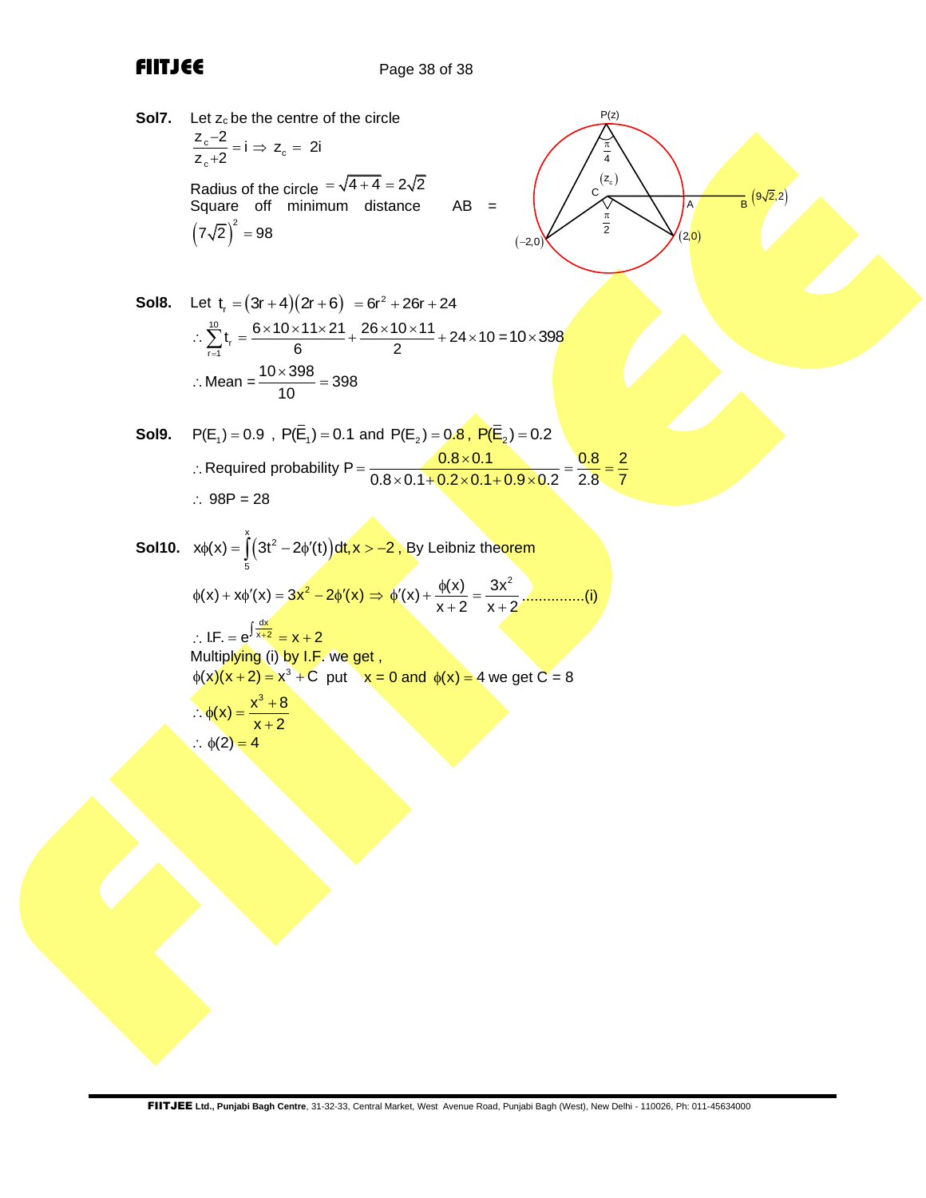**Sol7.** Let $z_c$ be the centre of the circle

$\frac{z_c - 2}{z_c + 2} = i \Rightarrow z_c = 2i$

Radius of the circle $= \sqrt{4+4} = 2\sqrt{2}$

Square off minimum distance AB = $\left(7\sqrt{2}\right)^2 = 98$

P(z)

$\frac{\pi}{4}$

$(z_c)$

C

$\frac{\pi}{2}$

A

B $\left(9\sqrt{2}, 2\right)$

$(-2,0)$

$(2,0)$

**Sol8.** Let $t_r = (3r+4)(2r+6) = 6r^2 + 26r + 24$

$\therefore \sum_{r=1}^{10} t_r = \frac{6 \times 10 \times 11 \times 21}{6} + \frac{26 \times 10 \times 11}{2} + 24 \times 10 = 10 \times 398$

$\therefore \text{Mean} = \frac{10 \times 398}{10} = 398$

**Sol9.** $P(E_1) = 0.9$, $P(\bar{E}_1) = 0.1$ and $P(E_2) = 0.8$, $P(\bar{E}_2) = 0.2$

$\therefore$ Required probability $P = \frac{0.8 \times 0.1}{0.8 \times 0.1 + 0.2 \times 0.1 + 0.9 \times 0.2} = \frac{0.8}{2.8} = \frac{2}{7}$

$\therefore$ 98P = 28

**Sol10.** $x\phi(x) = \int_5^x \left(3t^2 - 2\phi'(t)\right)dt, x > -2$, By Leibniz theorem

$\phi(x) + x\phi'(x) = 3x^2 - 2\phi'(x) \Rightarrow \phi'(x) + \frac{\phi(x)}{x+2} = \frac{3x^2}{x+2}$ ..............(i)

$\therefore \text{I.F.} = e^{\int \frac{dx}{x+2}} = x+2$

Multiplying (i) by I.F. we get ,

$\phi(x)(x+2) = x^3 + C$ put $x = 0$ and $\phi(x) = 4$ we get C = 8

$\therefore \phi(x) = \frac{x^3 + 8}{x+2}$

$\therefore \phi(2) = 4$